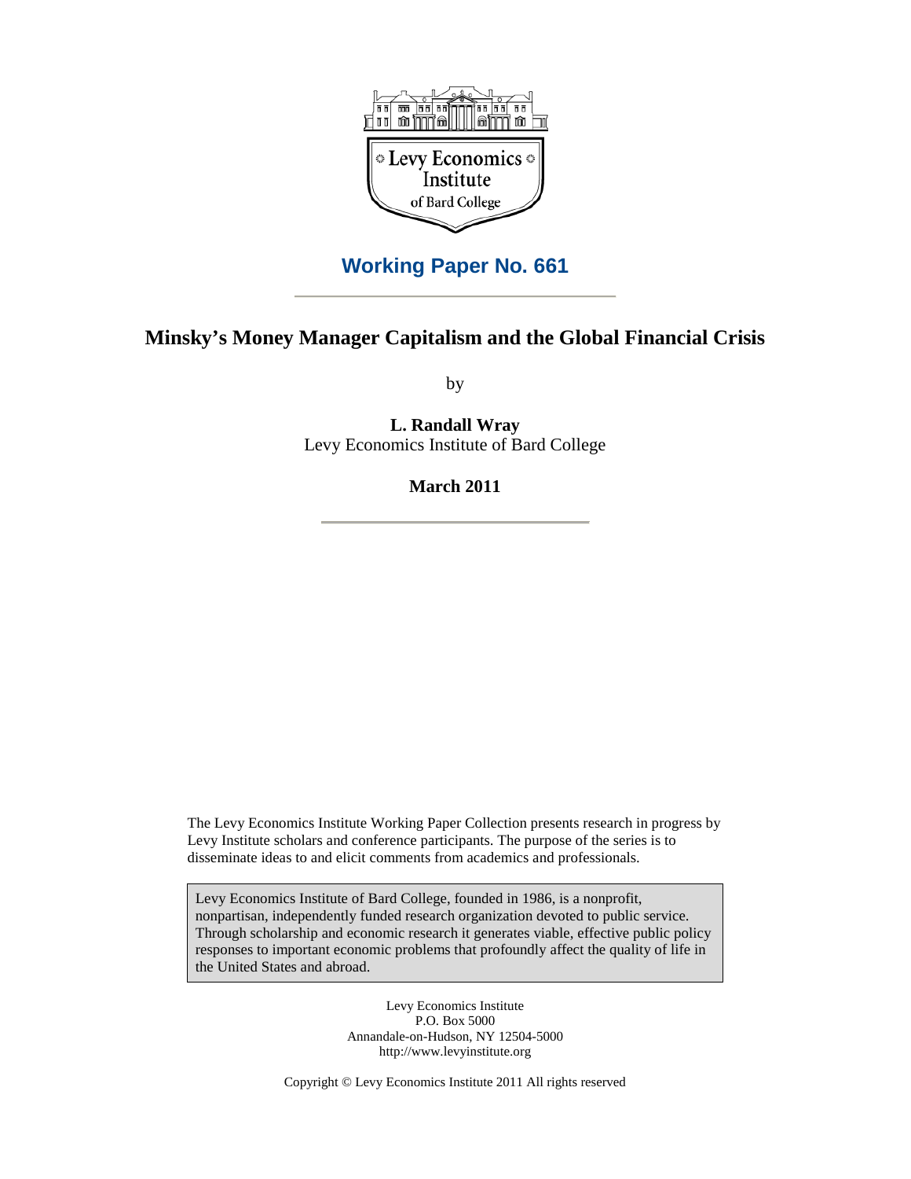Levy Economics Institute of Bard College

**Working Paper No. 661**

# Minsky's Money Manager Capitalism and the Global Financial Crisis

by

**L. Randall Wray**
Levy Economics Institute of Bard College

**March 2011**

The Levy Economics Institute Working Paper Collection presents research in progress by Levy Institute scholars and conference participants. The purpose of the series is to disseminate ideas to and elicit comments from academics and professionals.

Levy Economics Institute of Bard College, founded in 1986, is a nonprofit, nonpartisan, independently funded research organization devoted to public service. Through scholarship and economic research it generates viable, effective public policy responses to important economic problems that profoundly affect the quality of life in the United States and abroad.

Levy Economics Institute
P.O. Box 5000
Annandale-on-Hudson, NY 12504-5000
http://www.levyinstitute.org

Copyright © Levy Economics Institute 2011 All rights reserved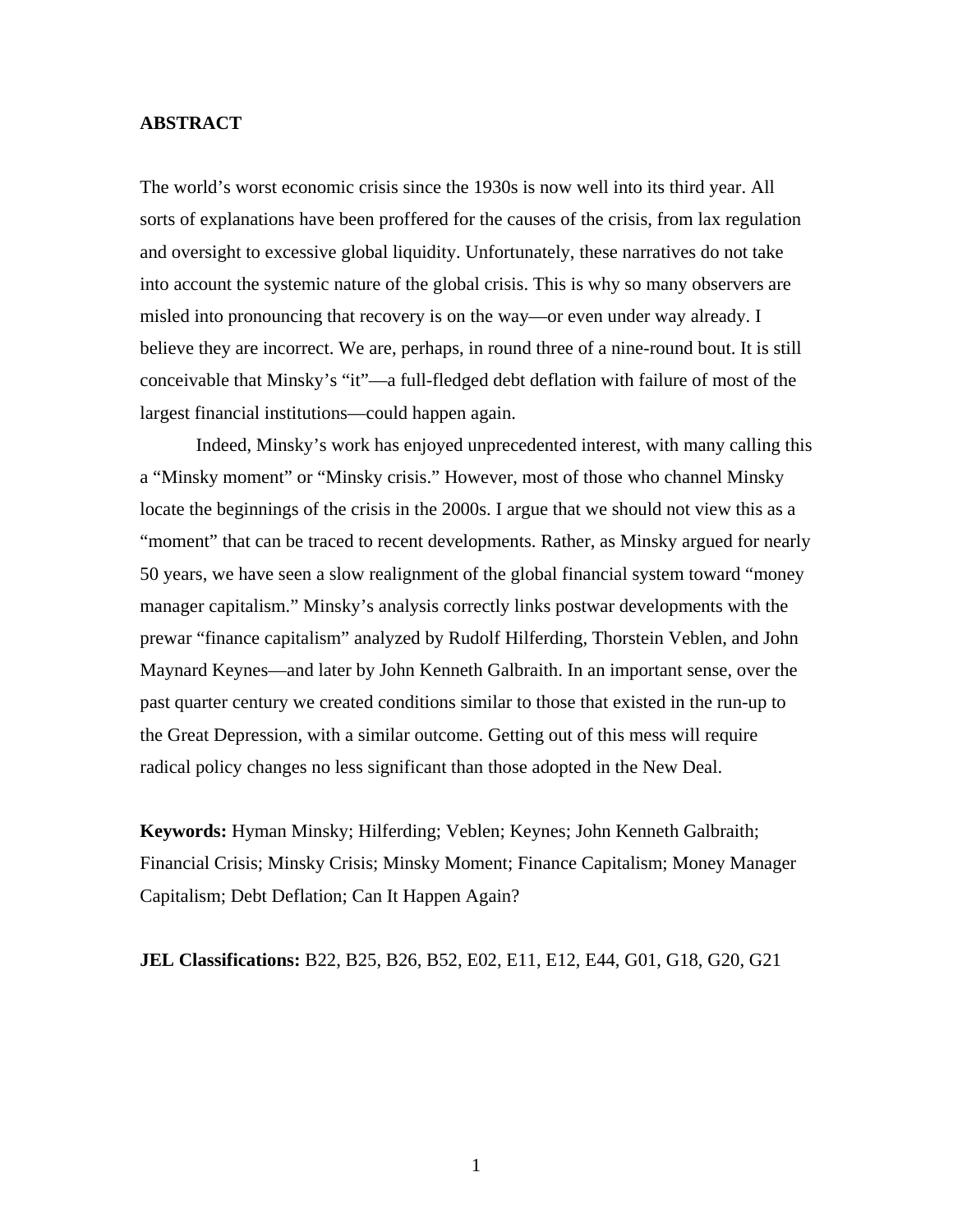**ABSTRACT**

The world's worst economic crisis since the 1930s is now well into its third year. All sorts of explanations have been proffered for the causes of the crisis, from lax regulation and oversight to excessive global liquidity. Unfortunately, these narratives do not take into account the systemic nature of the global crisis. This is why so many observers are misled into pronouncing that recovery is on the way—or even under way already. I believe they are incorrect. We are, perhaps, in round three of a nine-round bout. It is still conceivable that Minsky's "it"—a full-fledged debt deflation with failure of most of the largest financial institutions—could happen again.

Indeed, Minsky's work has enjoyed unprecedented interest, with many calling this a "Minsky moment" or "Minsky crisis." However, most of those who channel Minsky locate the beginnings of the crisis in the 2000s. I argue that we should not view this as a "moment" that can be traced to recent developments. Rather, as Minsky argued for nearly 50 years, we have seen a slow realignment of the global financial system toward "money manager capitalism." Minsky's analysis correctly links postwar developments with the prewar "finance capitalism" analyzed by Rudolf Hilferding, Thorstein Veblen, and John Maynard Keynes—and later by John Kenneth Galbraith. In an important sense, over the past quarter century we created conditions similar to those that existed in the run-up to the Great Depression, with a similar outcome. Getting out of this mess will require radical policy changes no less significant than those adopted in the New Deal.

**Keywords:** Hyman Minsky; Hilferding; Veblen; Keynes; John Kenneth Galbraith; Financial Crisis; Minsky Crisis; Minsky Moment; Finance Capitalism; Money Manager Capitalism; Debt Deflation; Can It Happen Again?

**JEL Classifications:** B22, B25, B26, B52, E02, E11, E12, E44, G01, G18, G20, G21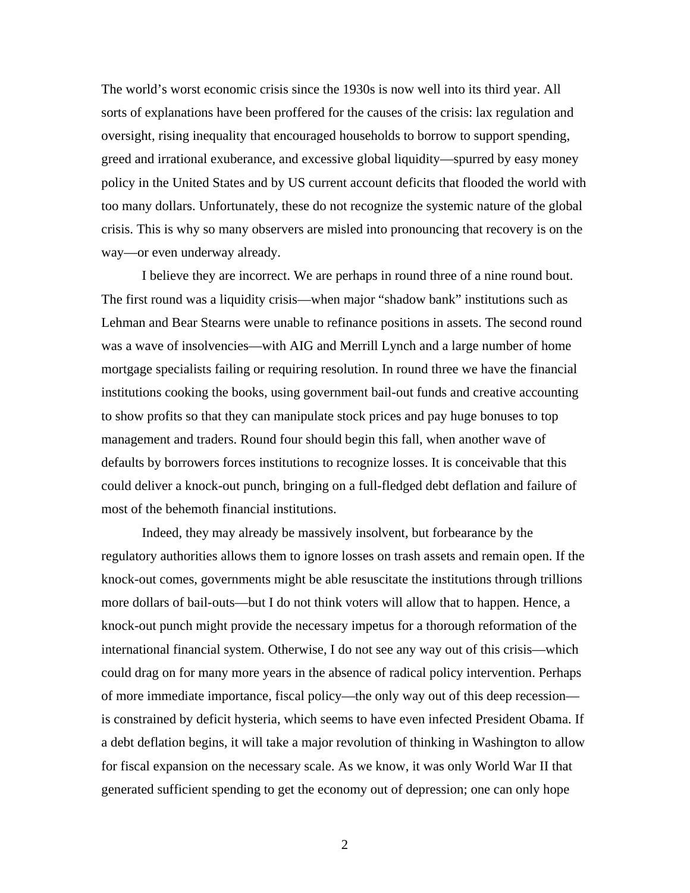The world's worst economic crisis since the 1930s is now well into its third year. All sorts of explanations have been proffered for the causes of the crisis: lax regulation and oversight, rising inequality that encouraged households to borrow to support spending, greed and irrational exuberance, and excessive global liquidity—spurred by easy money policy in the United States and by US current account deficits that flooded the world with too many dollars. Unfortunately, these do not recognize the systemic nature of the global crisis. This is why so many observers are misled into pronouncing that recovery is on the way—or even underway already.

I believe they are incorrect. We are perhaps in round three of a nine round bout. The first round was a liquidity crisis—when major "shadow bank" institutions such as Lehman and Bear Stearns were unable to refinance positions in assets. The second round was a wave of insolvencies—with AIG and Merrill Lynch and a large number of home mortgage specialists failing or requiring resolution. In round three we have the financial institutions cooking the books, using government bail-out funds and creative accounting to show profits so that they can manipulate stock prices and pay huge bonuses to top management and traders. Round four should begin this fall, when another wave of defaults by borrowers forces institutions to recognize losses. It is conceivable that this could deliver a knock-out punch, bringing on a full-fledged debt deflation and failure of most of the behemoth financial institutions.

Indeed, they may already be massively insolvent, but forbearance by the regulatory authorities allows them to ignore losses on trash assets and remain open. If the knock-out comes, governments might be able resuscitate the institutions through trillions more dollars of bail-outs—but I do not think voters will allow that to happen. Hence, a knock-out punch might provide the necessary impetus for a thorough reformation of the international financial system. Otherwise, I do not see any way out of this crisis—which could drag on for many more years in the absence of radical policy intervention. Perhaps of more immediate importance, fiscal policy—the only way out of this deep recession—is constrained by deficit hysteria, which seems to have even infected President Obama. If a debt deflation begins, it will take a major revolution of thinking in Washington to allow for fiscal expansion on the necessary scale. As we know, it was only World War II that generated sufficient spending to get the economy out of depression; one can only hope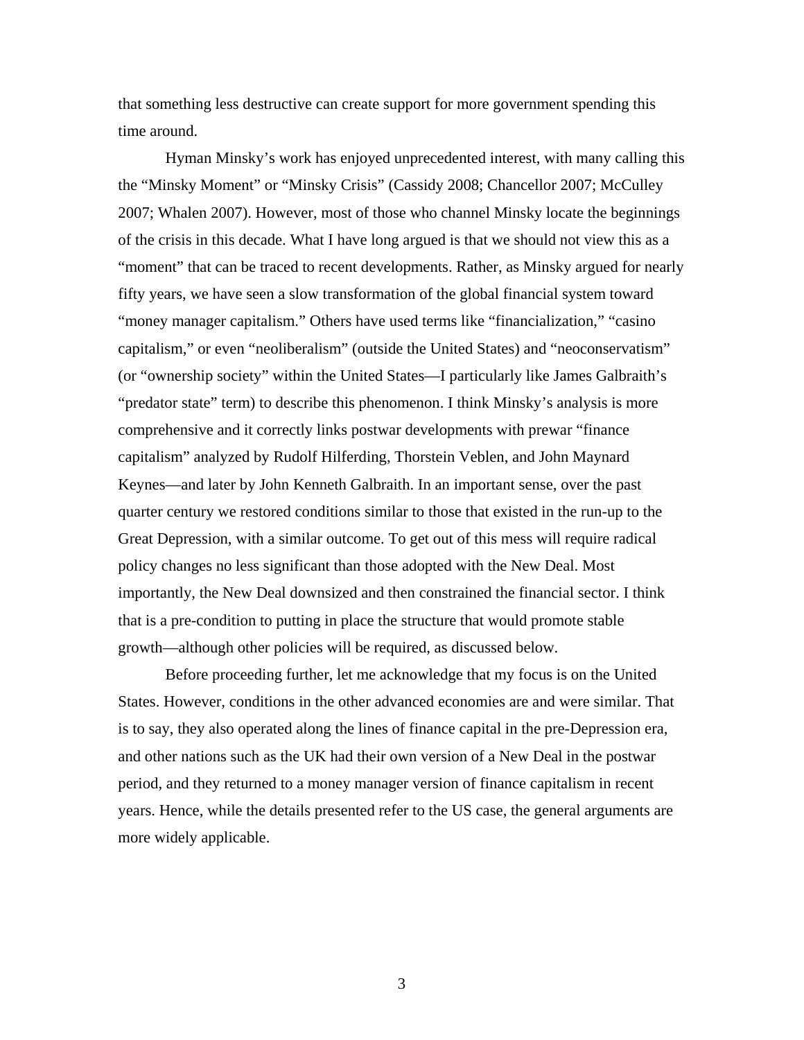that something less destructive can create support for more government spending this time around.

Hyman Minsky's work has enjoyed unprecedented interest, with many calling this the "Minsky Moment" or "Minsky Crisis" (Cassidy 2008; Chancellor 2007; McCulley 2007; Whalen 2007). However, most of those who channel Minsky locate the beginnings of the crisis in this decade. What I have long argued is that we should not view this as a "moment" that can be traced to recent developments. Rather, as Minsky argued for nearly fifty years, we have seen a slow transformation of the global financial system toward "money manager capitalism." Others have used terms like "financialization," "casino capitalism," or even "neoliberalism" (outside the United States) and "neoconservatism" (or "ownership society" within the United States—I particularly like James Galbraith's "predator state" term) to describe this phenomenon. I think Minsky's analysis is more comprehensive and it correctly links postwar developments with prewar "finance capitalism" analyzed by Rudolf Hilferding, Thorstein Veblen, and John Maynard Keynes—and later by John Kenneth Galbraith. In an important sense, over the past quarter century we restored conditions similar to those that existed in the run-up to the Great Depression, with a similar outcome. To get out of this mess will require radical policy changes no less significant than those adopted with the New Deal. Most importantly, the New Deal downsized and then constrained the financial sector. I think that is a pre-condition to putting in place the structure that would promote stable growth—although other policies will be required, as discussed below.

Before proceeding further, let me acknowledge that my focus is on the United States. However, conditions in the other advanced economies are and were similar. That is to say, they also operated along the lines of finance capital in the pre-Depression era, and other nations such as the UK had their own version of a New Deal in the postwar period, and they returned to a money manager version of finance capitalism in recent years. Hence, while the details presented refer to the US case, the general arguments are more widely applicable.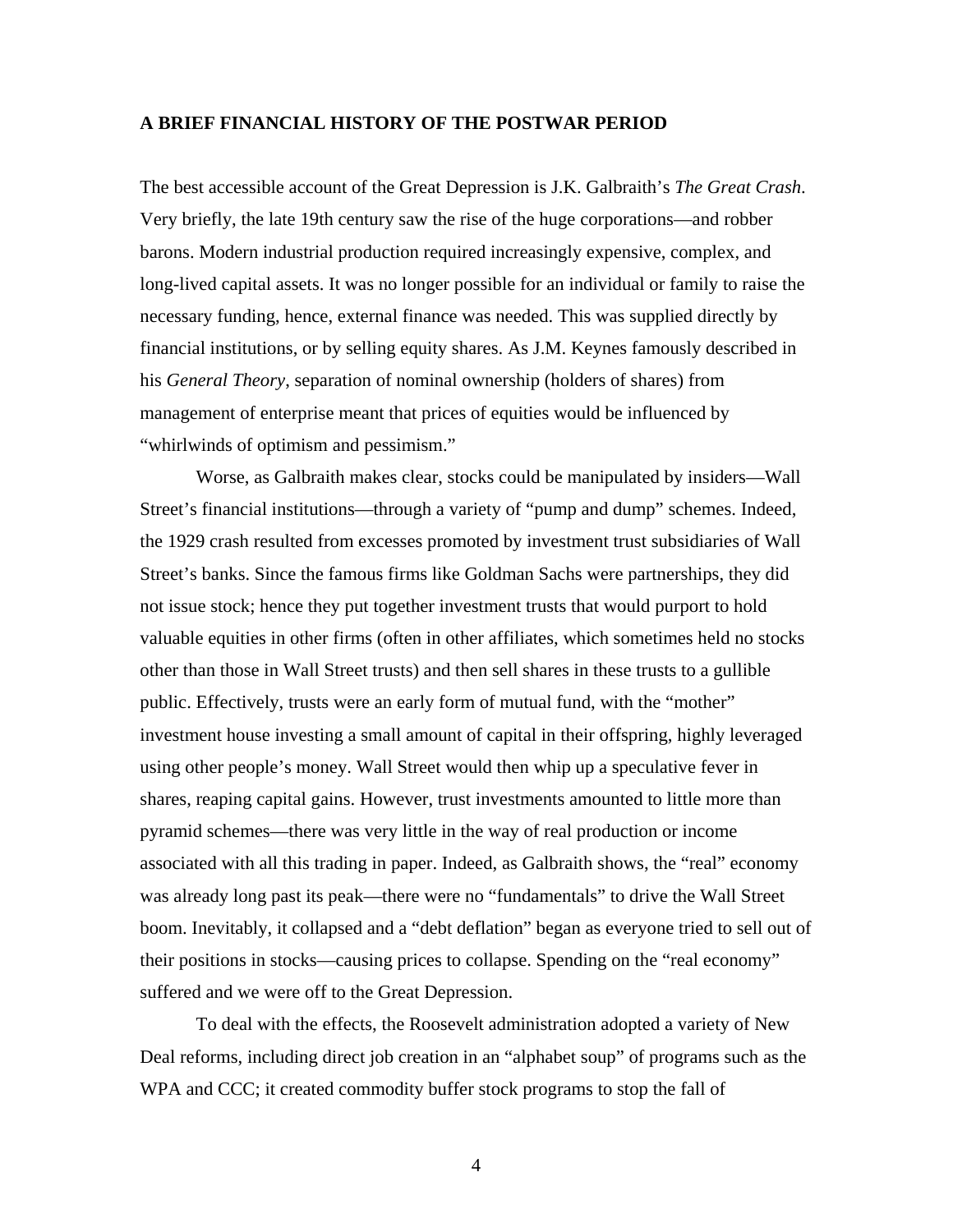**A BRIEF FINANCIAL HISTORY OF THE POSTWAR PERIOD**

The best accessible account of the Great Depression is J.K. Galbraith's *The Great Crash*. Very briefly, the late 19th century saw the rise of the huge corporations—and robber barons. Modern industrial production required increasingly expensive, complex, and long-lived capital assets. It was no longer possible for an individual or family to raise the necessary funding, hence, external finance was needed. This was supplied directly by financial institutions, or by selling equity shares. As J.M. Keynes famously described in his *General Theory*, separation of nominal ownership (holders of shares) from management of enterprise meant that prices of equities would be influenced by "whirlwinds of optimism and pessimism."

Worse, as Galbraith makes clear, stocks could be manipulated by insiders—Wall Street's financial institutions—through a variety of "pump and dump" schemes. Indeed, the 1929 crash resulted from excesses promoted by investment trust subsidiaries of Wall Street's banks. Since the famous firms like Goldman Sachs were partnerships, they did not issue stock; hence they put together investment trusts that would purport to hold valuable equities in other firms (often in other affiliates, which sometimes held no stocks other than those in Wall Street trusts) and then sell shares in these trusts to a gullible public. Effectively, trusts were an early form of mutual fund, with the "mother" investment house investing a small amount of capital in their offspring, highly leveraged using other people's money. Wall Street would then whip up a speculative fever in shares, reaping capital gains. However, trust investments amounted to little more than pyramid schemes—there was very little in the way of real production or income associated with all this trading in paper. Indeed, as Galbraith shows, the "real" economy was already long past its peak—there were no "fundamentals" to drive the Wall Street boom. Inevitably, it collapsed and a "debt deflation" began as everyone tried to sell out of their positions in stocks—causing prices to collapse. Spending on the "real economy" suffered and we were off to the Great Depression.

To deal with the effects, the Roosevelt administration adopted a variety of New Deal reforms, including direct job creation in an "alphabet soup" of programs such as the WPA and CCC; it created commodity buffer stock programs to stop the fall of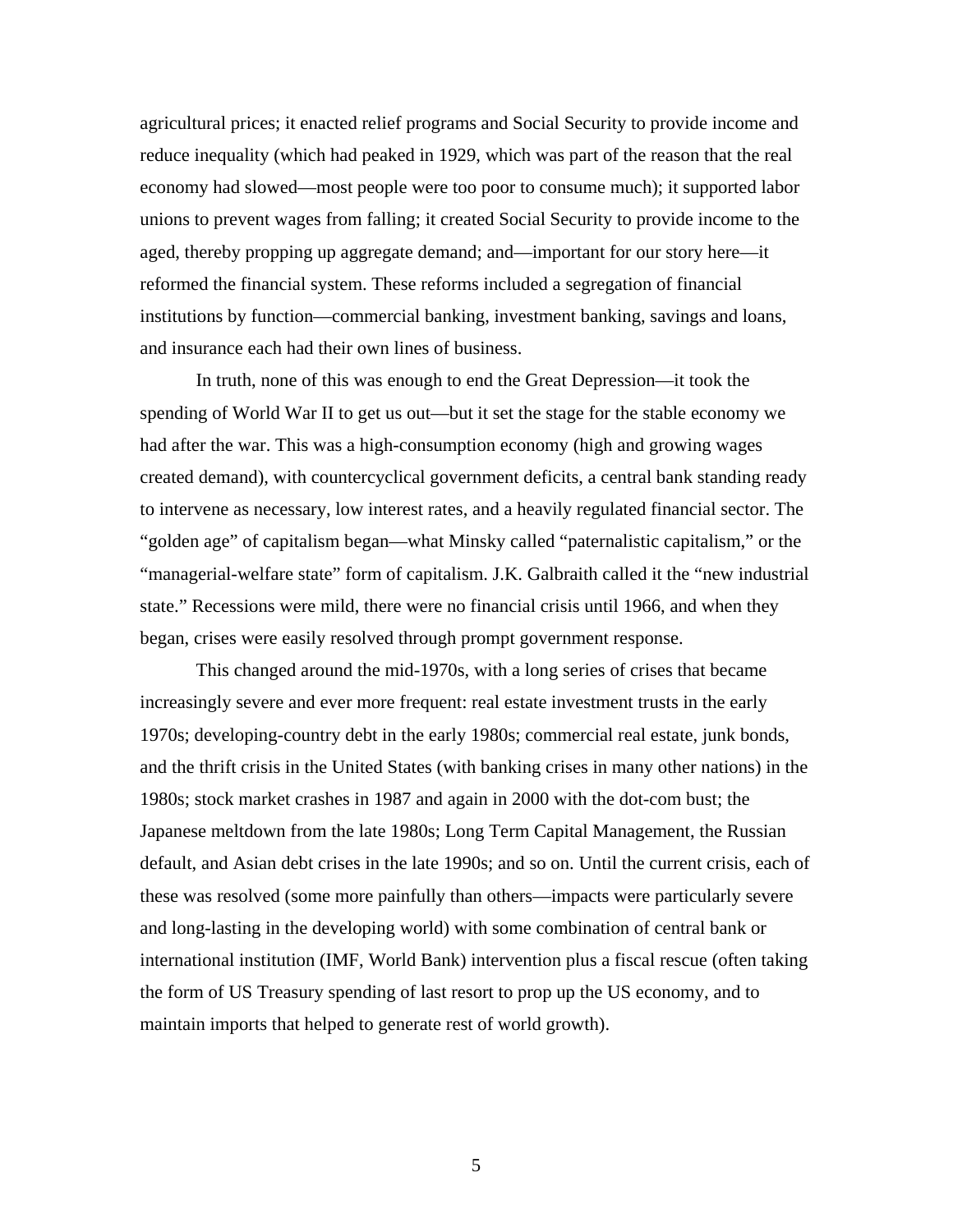agricultural prices; it enacted relief programs and Social Security to provide income and reduce inequality (which had peaked in 1929, which was part of the reason that the real economy had slowed—most people were too poor to consume much); it supported labor unions to prevent wages from falling; it created Social Security to provide income to the aged, thereby propping up aggregate demand; and—important for our story here—it reformed the financial system. These reforms included a segregation of financial institutions by function—commercial banking, investment banking, savings and loans, and insurance each had their own lines of business.

In truth, none of this was enough to end the Great Depression—it took the spending of World War II to get us out—but it set the stage for the stable economy we had after the war. This was a high-consumption economy (high and growing wages created demand), with countercyclical government deficits, a central bank standing ready to intervene as necessary, low interest rates, and a heavily regulated financial sector. The "golden age" of capitalism began—what Minsky called "paternalistic capitalism," or the "managerial-welfare state" form of capitalism. J.K. Galbraith called it the "new industrial state." Recessions were mild, there were no financial crisis until 1966, and when they began, crises were easily resolved through prompt government response.

This changed around the mid-1970s, with a long series of crises that became increasingly severe and ever more frequent: real estate investment trusts in the early 1970s; developing-country debt in the early 1980s; commercial real estate, junk bonds, and the thrift crisis in the United States (with banking crises in many other nations) in the 1980s; stock market crashes in 1987 and again in 2000 with the dot-com bust; the Japanese meltdown from the late 1980s; Long Term Capital Management, the Russian default, and Asian debt crises in the late 1990s; and so on. Until the current crisis, each of these was resolved (some more painfully than others—impacts were particularly severe and long-lasting in the developing world) with some combination of central bank or international institution (IMF, World Bank) intervention plus a fiscal rescue (often taking the form of US Treasury spending of last resort to prop up the US economy, and to maintain imports that helped to generate rest of world growth).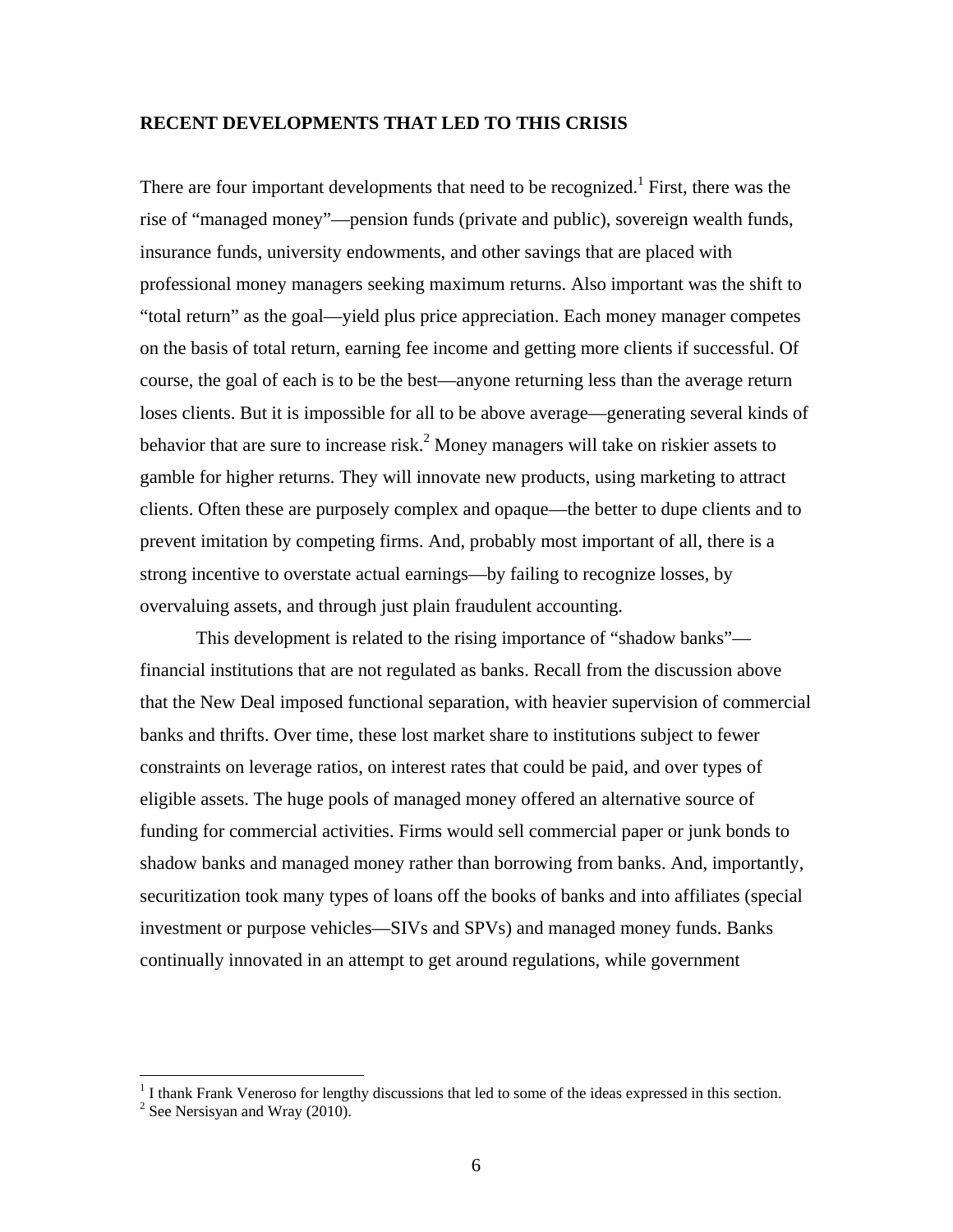## RECENT DEVELOPMENTS THAT LED TO THIS CRISIS

There are four important developments that need to be recognized.[1] First, there was the rise of "managed money"—pension funds (private and public), sovereign wealth funds, insurance funds, university endowments, and other savings that are placed with professional money managers seeking maximum returns. Also important was the shift to "total return" as the goal—yield plus price appreciation. Each money manager competes on the basis of total return, earning fee income and getting more clients if successful. Of course, the goal of each is to be the best—anyone returning less than the average return loses clients. But it is impossible for all to be above average—generating several kinds of behavior that are sure to increase risk.[2] Money managers will take on riskier assets to gamble for higher returns. They will innovate new products, using marketing to attract clients. Often these are purposely complex and opaque—the better to dupe clients and to prevent imitation by competing firms. And, probably most important of all, there is a strong incentive to overstate actual earnings—by failing to recognize losses, by overvaluing assets, and through just plain fraudulent accounting.

This development is related to the rising importance of "shadow banks"—financial institutions that are not regulated as banks. Recall from the discussion above that the New Deal imposed functional separation, with heavier supervision of commercial banks and thrifts. Over time, these lost market share to institutions subject to fewer constraints on leverage ratios, on interest rates that could be paid, and over types of eligible assets. The huge pools of managed money offered an alternative source of funding for commercial activities. Firms would sell commercial paper or junk bonds to shadow banks and managed money rather than borrowing from banks. And, importantly, securitization took many types of loans off the books of banks and into affiliates (special investment or purpose vehicles—SIVs and SPVs) and managed money funds. Banks continually innovated in an attempt to get around regulations, while government

[1] I thank Frank Veneroso for lengthy discussions that led to some of the ideas expressed in this section.

[2] See Nersisyan and Wray (2010).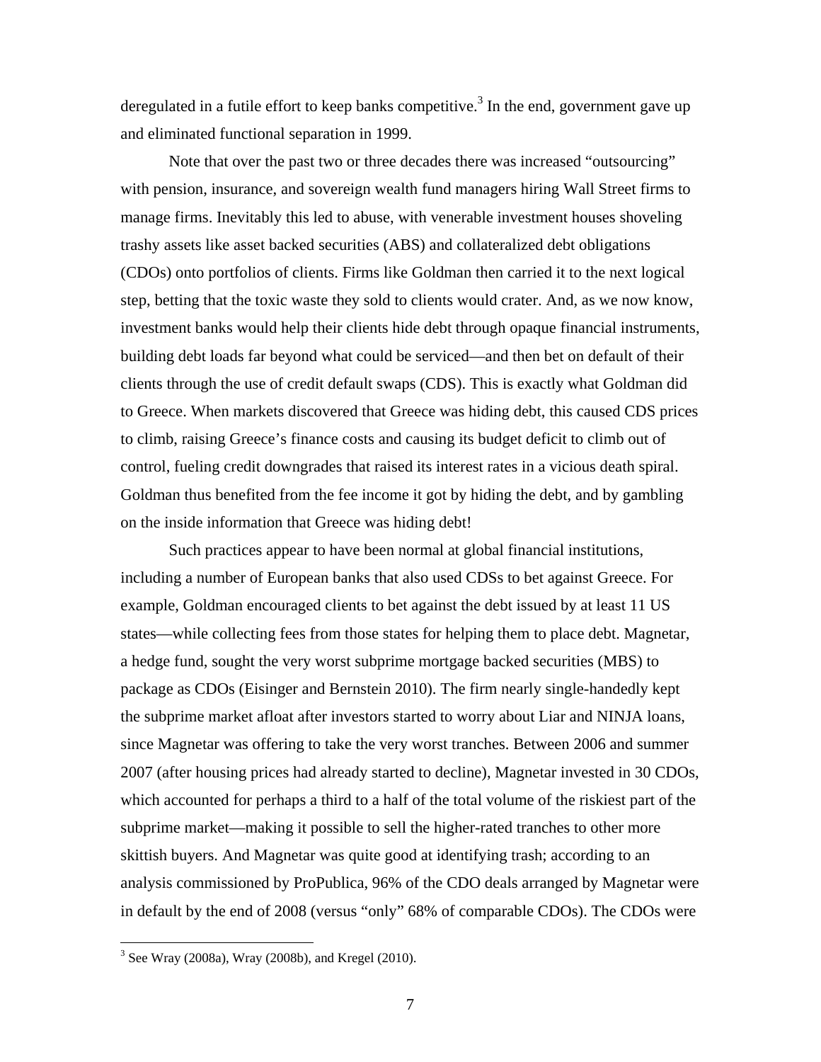deregulated in a futile effort to keep banks competitive.[3] In the end, government gave up and eliminated functional separation in 1999.

Note that over the past two or three decades there was increased "outsourcing" with pension, insurance, and sovereign wealth fund managers hiring Wall Street firms to manage firms. Inevitably this led to abuse, with venerable investment houses shoveling trashy assets like asset backed securities (ABS) and collateralized debt obligations (CDOs) onto portfolios of clients. Firms like Goldman then carried it to the next logical step, betting that the toxic waste they sold to clients would crater. And, as we now know, investment banks would help their clients hide debt through opaque financial instruments, building debt loads far beyond what could be serviced—and then bet on default of their clients through the use of credit default swaps (CDS). This is exactly what Goldman did to Greece. When markets discovered that Greece was hiding debt, this caused CDS prices to climb, raising Greece's finance costs and causing its budget deficit to climb out of control, fueling credit downgrades that raised its interest rates in a vicious death spiral. Goldman thus benefited from the fee income it got by hiding the debt, and by gambling on the inside information that Greece was hiding debt!

Such practices appear to have been normal at global financial institutions, including a number of European banks that also used CDSs to bet against Greece. For example, Goldman encouraged clients to bet against the debt issued by at least 11 US states—while collecting fees from those states for helping them to place debt. Magnetar, a hedge fund, sought the very worst subprime mortgage backed securities (MBS) to package as CDOs (Eisinger and Bernstein 2010). The firm nearly single-handedly kept the subprime market afloat after investors started to worry about Liar and NINJA loans, since Magnetar was offering to take the very worst tranches. Between 2006 and summer 2007 (after housing prices had already started to decline), Magnetar invested in 30 CDOs, which accounted for perhaps a third to a half of the total volume of the riskiest part of the subprime market—making it possible to sell the higher-rated tranches to other more skittish buyers. And Magnetar was quite good at identifying trash; according to an analysis commissioned by ProPublica, 96% of the CDO deals arranged by Magnetar were in default by the end of 2008 (versus "only" 68% of comparable CDOs). The CDOs were

[3] See Wray (2008a), Wray (2008b), and Kregel (2010).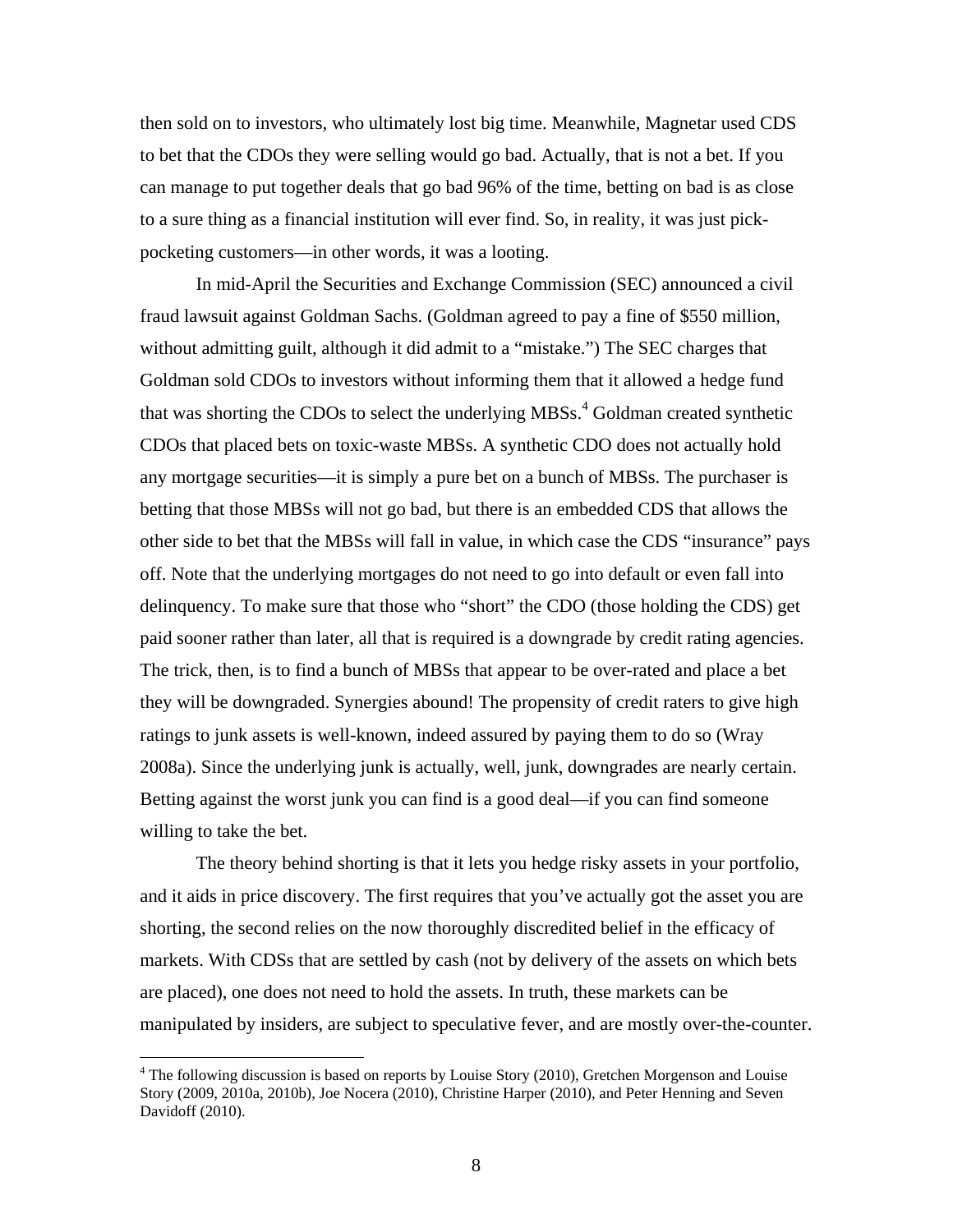then sold on to investors, who ultimately lost big time. Meanwhile, Magnetar used CDS to bet that the CDOs they were selling would go bad. Actually, that is not a bet. If you can manage to put together deals that go bad 96% of the time, betting on bad is as close to a sure thing as a financial institution will ever find. So, in reality, it was just pick-pocketing customers—in other words, it was a looting.

In mid-April the Securities and Exchange Commission (SEC) announced a civil fraud lawsuit against Goldman Sachs. (Goldman agreed to pay a fine of $550 million, without admitting guilt, although it did admit to a "mistake.") The SEC charges that Goldman sold CDOs to investors without informing them that it allowed a hedge fund that was shorting the CDOs to select the underlying MBSs.[4] Goldman created synthetic CDOs that placed bets on toxic-waste MBSs. A synthetic CDO does not actually hold any mortgage securities—it is simply a pure bet on a bunch of MBSs. The purchaser is betting that those MBSs will not go bad, but there is an embedded CDS that allows the other side to bet that the MBSs will fall in value, in which case the CDS "insurance" pays off. Note that the underlying mortgages do not need to go into default or even fall into delinquency. To make sure that those who "short" the CDO (those holding the CDS) get paid sooner rather than later, all that is required is a downgrade by credit rating agencies. The trick, then, is to find a bunch of MBSs that appear to be over-rated and place a bet they will be downgraded. Synergies abound! The propensity of credit raters to give high ratings to junk assets is well-known, indeed assured by paying them to do so (Wray 2008a). Since the underlying junk is actually, well, junk, downgrades are nearly certain. Betting against the worst junk you can find is a good deal—if you can find someone willing to take the bet.

The theory behind shorting is that it lets you hedge risky assets in your portfolio, and it aids in price discovery. The first requires that you've actually got the asset you are shorting, the second relies on the now thoroughly discredited belief in the efficacy of markets. With CDSs that are settled by cash (not by delivery of the assets on which bets are placed), one does not need to hold the assets. In truth, these markets can be manipulated by insiders, are subject to speculative fever, and are mostly over-the-counter.

[4] The following discussion is based on reports by Louise Story (2010), Gretchen Morgenson and Louise Story (2009, 2010a, 2010b), Joe Nocera (2010), Christine Harper (2010), and Peter Henning and Seven Davidoff (2010).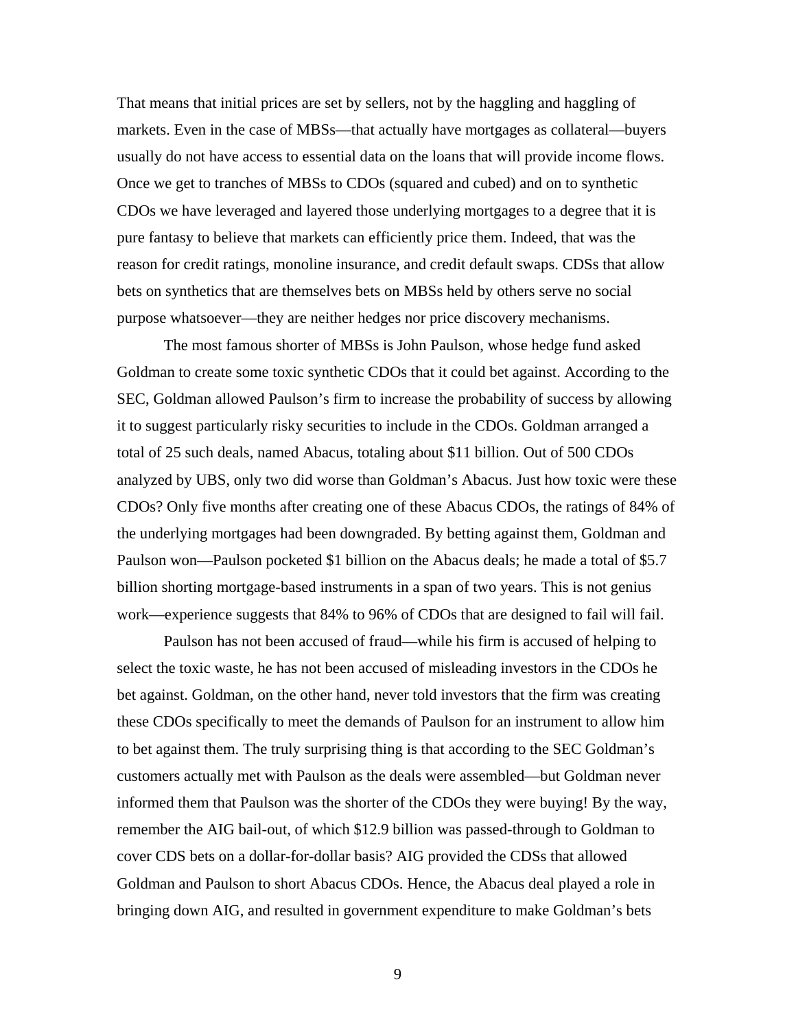That means that initial prices are set by sellers, not by the haggling and haggling of markets. Even in the case of MBSs—that actually have mortgages as collateral—buyers usually do not have access to essential data on the loans that will provide income flows. Once we get to tranches of MBSs to CDOs (squared and cubed) and on to synthetic CDOs we have leveraged and layered those underlying mortgages to a degree that it is pure fantasy to believe that markets can efficiently price them. Indeed, that was the reason for credit ratings, monoline insurance, and credit default swaps. CDSs that allow bets on synthetics that are themselves bets on MBSs held by others serve no social purpose whatsoever—they are neither hedges nor price discovery mechanisms.

The most famous shorter of MBSs is John Paulson, whose hedge fund asked Goldman to create some toxic synthetic CDOs that it could bet against. According to the SEC, Goldman allowed Paulson's firm to increase the probability of success by allowing it to suggest particularly risky securities to include in the CDOs. Goldman arranged a total of 25 such deals, named Abacus, totaling about $11 billion. Out of 500 CDOs analyzed by UBS, only two did worse than Goldman's Abacus. Just how toxic were these CDOs? Only five months after creating one of these Abacus CDOs, the ratings of 84% of the underlying mortgages had been downgraded. By betting against them, Goldman and Paulson won—Paulson pocketed $1 billion on the Abacus deals; he made a total of $5.7 billion shorting mortgage-based instruments in a span of two years. This is not genius work—experience suggests that 84% to 96% of CDOs that are designed to fail will fail.

Paulson has not been accused of fraud—while his firm is accused of helping to select the toxic waste, he has not been accused of misleading investors in the CDOs he bet against. Goldman, on the other hand, never told investors that the firm was creating these CDOs specifically to meet the demands of Paulson for an instrument to allow him to bet against them. The truly surprising thing is that according to the SEC Goldman's customers actually met with Paulson as the deals were assembled—but Goldman never informed them that Paulson was the shorter of the CDOs they were buying! By the way, remember the AIG bail-out, of which $12.9 billion was passed-through to Goldman to cover CDS bets on a dollar-for-dollar basis? AIG provided the CDSs that allowed Goldman and Paulson to short Abacus CDOs. Hence, the Abacus deal played a role in bringing down AIG, and resulted in government expenditure to make Goldman's bets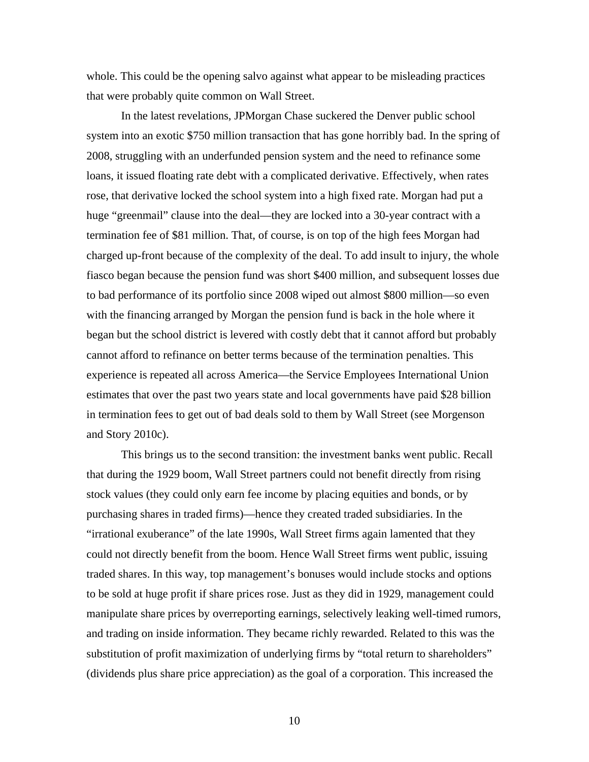whole. This could be the opening salvo against what appear to be misleading practices that were probably quite common on Wall Street.

In the latest revelations, JPMorgan Chase suckered the Denver public school system into an exotic $750 million transaction that has gone horribly bad. In the spring of 2008, struggling with an underfunded pension system and the need to refinance some loans, it issued floating rate debt with a complicated derivative. Effectively, when rates rose, that derivative locked the school system into a high fixed rate. Morgan had put a huge "greenmail" clause into the deal—they are locked into a 30-year contract with a termination fee of $81 million. That, of course, is on top of the high fees Morgan had charged up-front because of the complexity of the deal. To add insult to injury, the whole fiasco began because the pension fund was short $400 million, and subsequent losses due to bad performance of its portfolio since 2008 wiped out almost $800 million—so even with the financing arranged by Morgan the pension fund is back in the hole where it began but the school district is levered with costly debt that it cannot afford but probably cannot afford to refinance on better terms because of the termination penalties. This experience is repeated all across America—the Service Employees International Union estimates that over the past two years state and local governments have paid $28 billion in termination fees to get out of bad deals sold to them by Wall Street (see Morgenson and Story 2010c).

This brings us to the second transition: the investment banks went public. Recall that during the 1929 boom, Wall Street partners could not benefit directly from rising stock values (they could only earn fee income by placing equities and bonds, or by purchasing shares in traded firms)—hence they created traded subsidiaries. In the "irrational exuberance" of the late 1990s, Wall Street firms again lamented that they could not directly benefit from the boom. Hence Wall Street firms went public, issuing traded shares. In this way, top management's bonuses would include stocks and options to be sold at huge profit if share prices rose. Just as they did in 1929, management could manipulate share prices by overreporting earnings, selectively leaking well-timed rumors, and trading on inside information. They became richly rewarded. Related to this was the substitution of profit maximization of underlying firms by "total return to shareholders" (dividends plus share price appreciation) as the goal of a corporation. This increased the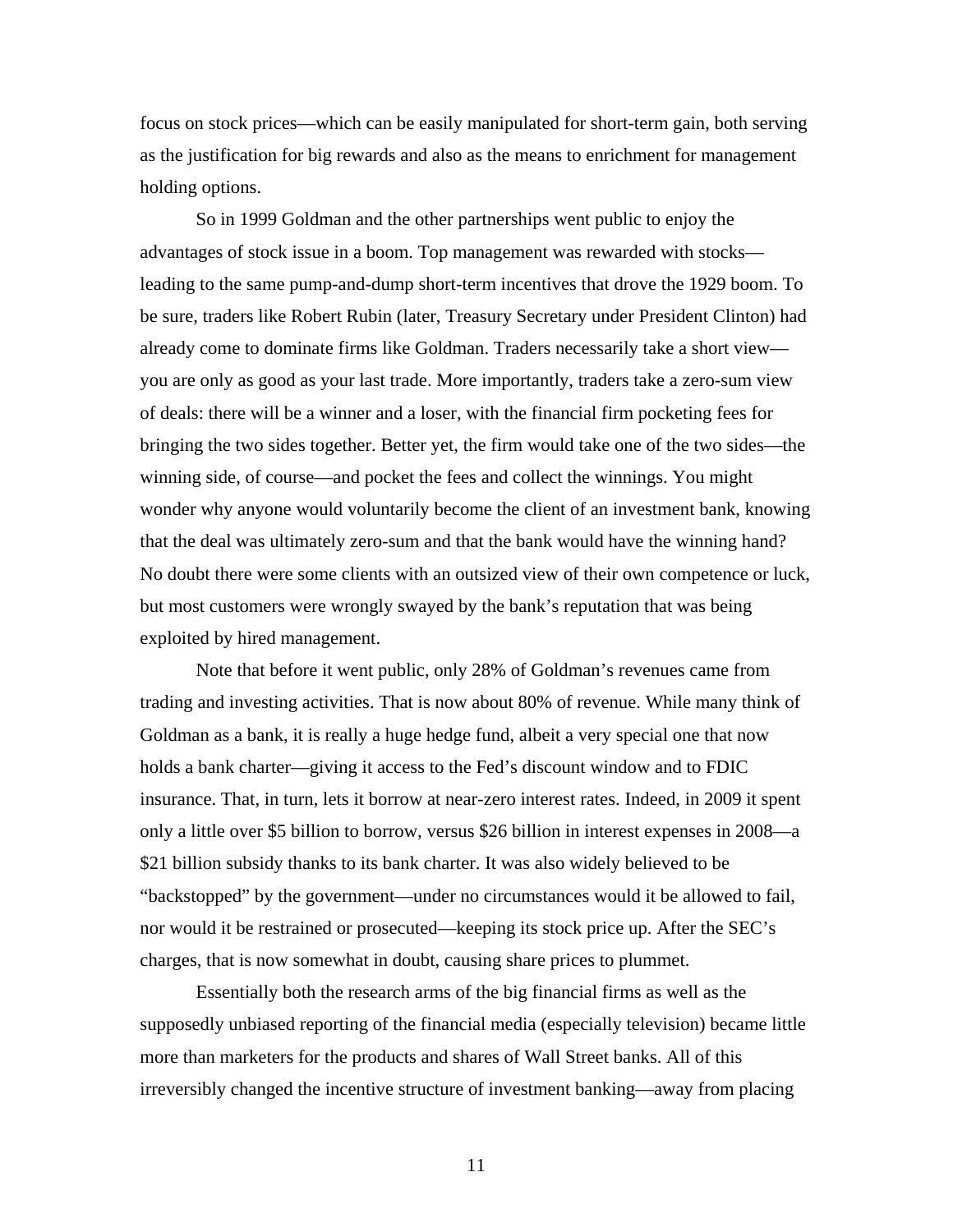focus on stock prices—which can be easily manipulated for short-term gain, both serving as the justification for big rewards and also as the means to enrichment for management holding options.

So in 1999 Goldman and the other partnerships went public to enjoy the advantages of stock issue in a boom. Top management was rewarded with stocks—leading to the same pump-and-dump short-term incentives that drove the 1929 boom. To be sure, traders like Robert Rubin (later, Treasury Secretary under President Clinton) had already come to dominate firms like Goldman. Traders necessarily take a short view—you are only as good as your last trade. More importantly, traders take a zero-sum view of deals: there will be a winner and a loser, with the financial firm pocketing fees for bringing the two sides together. Better yet, the firm would take one of the two sides—the winning side, of course—and pocket the fees and collect the winnings. You might wonder why anyone would voluntarily become the client of an investment bank, knowing that the deal was ultimately zero-sum and that the bank would have the winning hand? No doubt there were some clients with an outsized view of their own competence or luck, but most customers were wrongly swayed by the bank's reputation that was being exploited by hired management.

Note that before it went public, only 28% of Goldman's revenues came from trading and investing activities. That is now about 80% of revenue. While many think of Goldman as a bank, it is really a huge hedge fund, albeit a very special one that now holds a bank charter—giving it access to the Fed's discount window and to FDIC insurance. That, in turn, lets it borrow at near-zero interest rates. Indeed, in 2009 it spent only a little over $5 billion to borrow, versus $26 billion in interest expenses in 2008—a $21 billion subsidy thanks to its bank charter. It was also widely believed to be "backstopped" by the government—under no circumstances would it be allowed to fail, nor would it be restrained or prosecuted—keeping its stock price up. After the SEC's charges, that is now somewhat in doubt, causing share prices to plummet.

Essentially both the research arms of the big financial firms as well as the supposedly unbiased reporting of the financial media (especially television) became little more than marketers for the products and shares of Wall Street banks. All of this irreversibly changed the incentive structure of investment banking—away from placing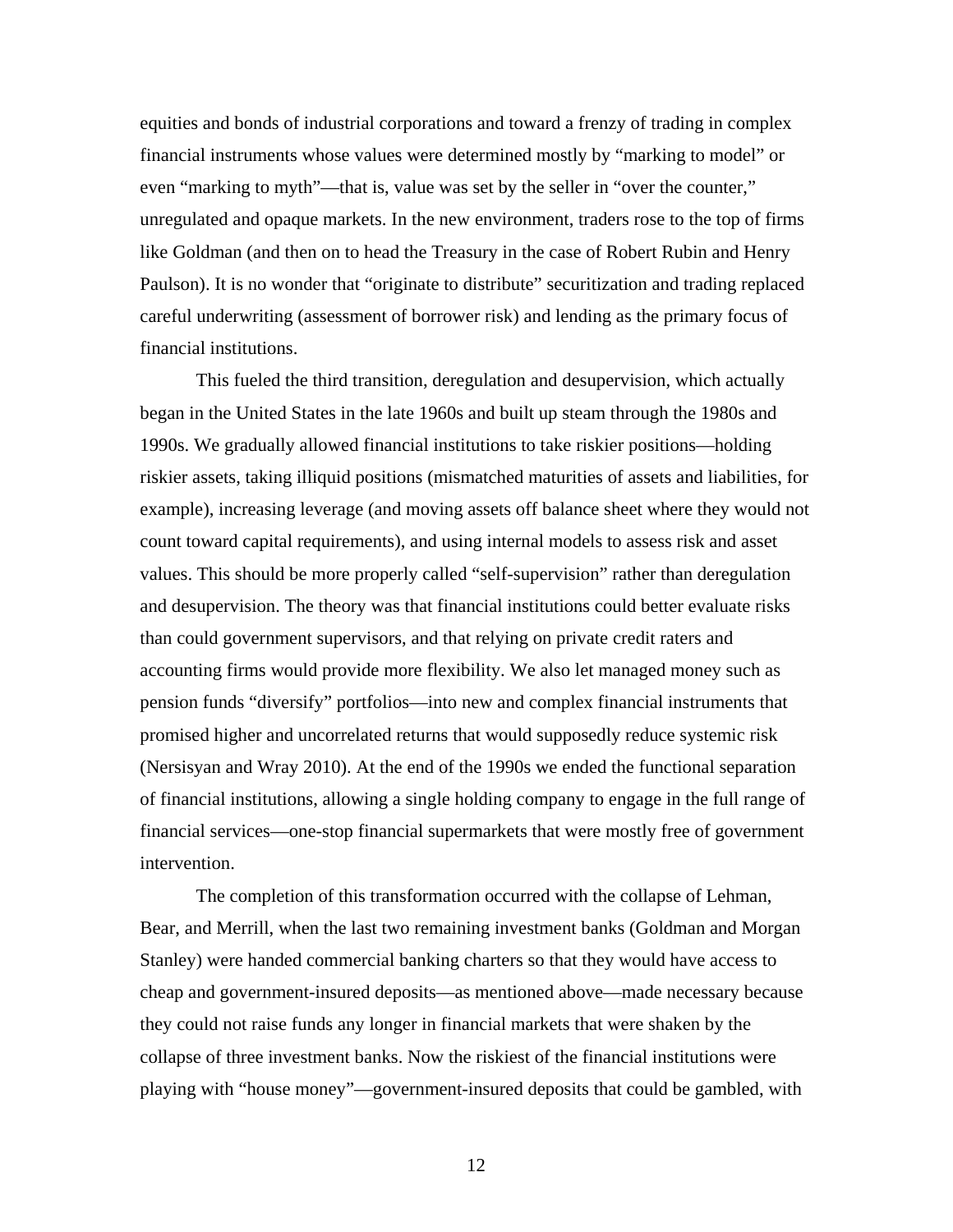equities and bonds of industrial corporations and toward a frenzy of trading in complex financial instruments whose values were determined mostly by "marking to model" or even "marking to myth"—that is, value was set by the seller in "over the counter," unregulated and opaque markets. In the new environment, traders rose to the top of firms like Goldman (and then on to head the Treasury in the case of Robert Rubin and Henry Paulson). It is no wonder that "originate to distribute" securitization and trading replaced careful underwriting (assessment of borrower risk) and lending as the primary focus of financial institutions.

This fueled the third transition, deregulation and desupervision, which actually began in the United States in the late 1960s and built up steam through the 1980s and 1990s. We gradually allowed financial institutions to take riskier positions—holding riskier assets, taking illiquid positions (mismatched maturities of assets and liabilities, for example), increasing leverage (and moving assets off balance sheet where they would not count toward capital requirements), and using internal models to assess risk and asset values. This should be more properly called "self-supervision" rather than deregulation and desupervision. The theory was that financial institutions could better evaluate risks than could government supervisors, and that relying on private credit raters and accounting firms would provide more flexibility. We also let managed money such as pension funds "diversify" portfolios—into new and complex financial instruments that promised higher and uncorrelated returns that would supposedly reduce systemic risk (Nersisyan and Wray 2010). At the end of the 1990s we ended the functional separation of financial institutions, allowing a single holding company to engage in the full range of financial services—one-stop financial supermarkets that were mostly free of government intervention.

The completion of this transformation occurred with the collapse of Lehman, Bear, and Merrill, when the last two remaining investment banks (Goldman and Morgan Stanley) were handed commercial banking charters so that they would have access to cheap and government-insured deposits—as mentioned above—made necessary because they could not raise funds any longer in financial markets that were shaken by the collapse of three investment banks. Now the riskiest of the financial institutions were playing with "house money"—government-insured deposits that could be gambled, with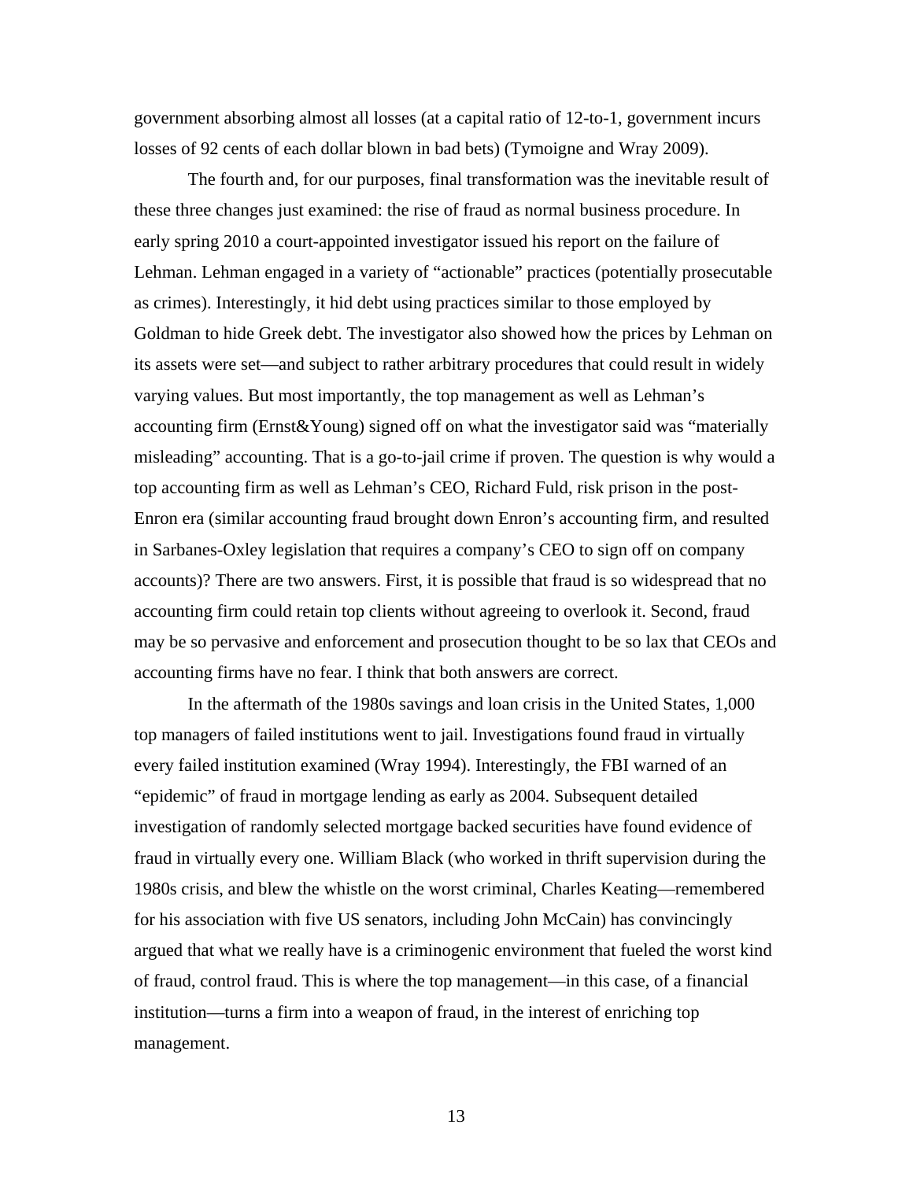government absorbing almost all losses (at a capital ratio of 12-to-1, government incurs losses of 92 cents of each dollar blown in bad bets) (Tymoigne and Wray 2009).

The fourth and, for our purposes, final transformation was the inevitable result of these three changes just examined: the rise of fraud as normal business procedure. In early spring 2010 a court-appointed investigator issued his report on the failure of Lehman. Lehman engaged in a variety of "actionable" practices (potentially prosecutable as crimes). Interestingly, it hid debt using practices similar to those employed by Goldman to hide Greek debt. The investigator also showed how the prices by Lehman on its assets were set—and subject to rather arbitrary procedures that could result in widely varying values. But most importantly, the top management as well as Lehman's accounting firm (Ernst&Young) signed off on what the investigator said was "materially misleading" accounting. That is a go-to-jail crime if proven. The question is why would a top accounting firm as well as Lehman's CEO, Richard Fuld, risk prison in the post-Enron era (similar accounting fraud brought down Enron's accounting firm, and resulted in Sarbanes-Oxley legislation that requires a company's CEO to sign off on company accounts)? There are two answers. First, it is possible that fraud is so widespread that no accounting firm could retain top clients without agreeing to overlook it. Second, fraud may be so pervasive and enforcement and prosecution thought to be so lax that CEOs and accounting firms have no fear. I think that both answers are correct.

In the aftermath of the 1980s savings and loan crisis in the United States, 1,000 top managers of failed institutions went to jail. Investigations found fraud in virtually every failed institution examined (Wray 1994). Interestingly, the FBI warned of an "epidemic" of fraud in mortgage lending as early as 2004. Subsequent detailed investigation of randomly selected mortgage backed securities have found evidence of fraud in virtually every one. William Black (who worked in thrift supervision during the 1980s crisis, and blew the whistle on the worst criminal, Charles Keating—remembered for his association with five US senators, including John McCain) has convincingly argued that what we really have is a criminogenic environment that fueled the worst kind of fraud, control fraud. This is where the top management—in this case, of a financial institution—turns a firm into a weapon of fraud, in the interest of enriching top management.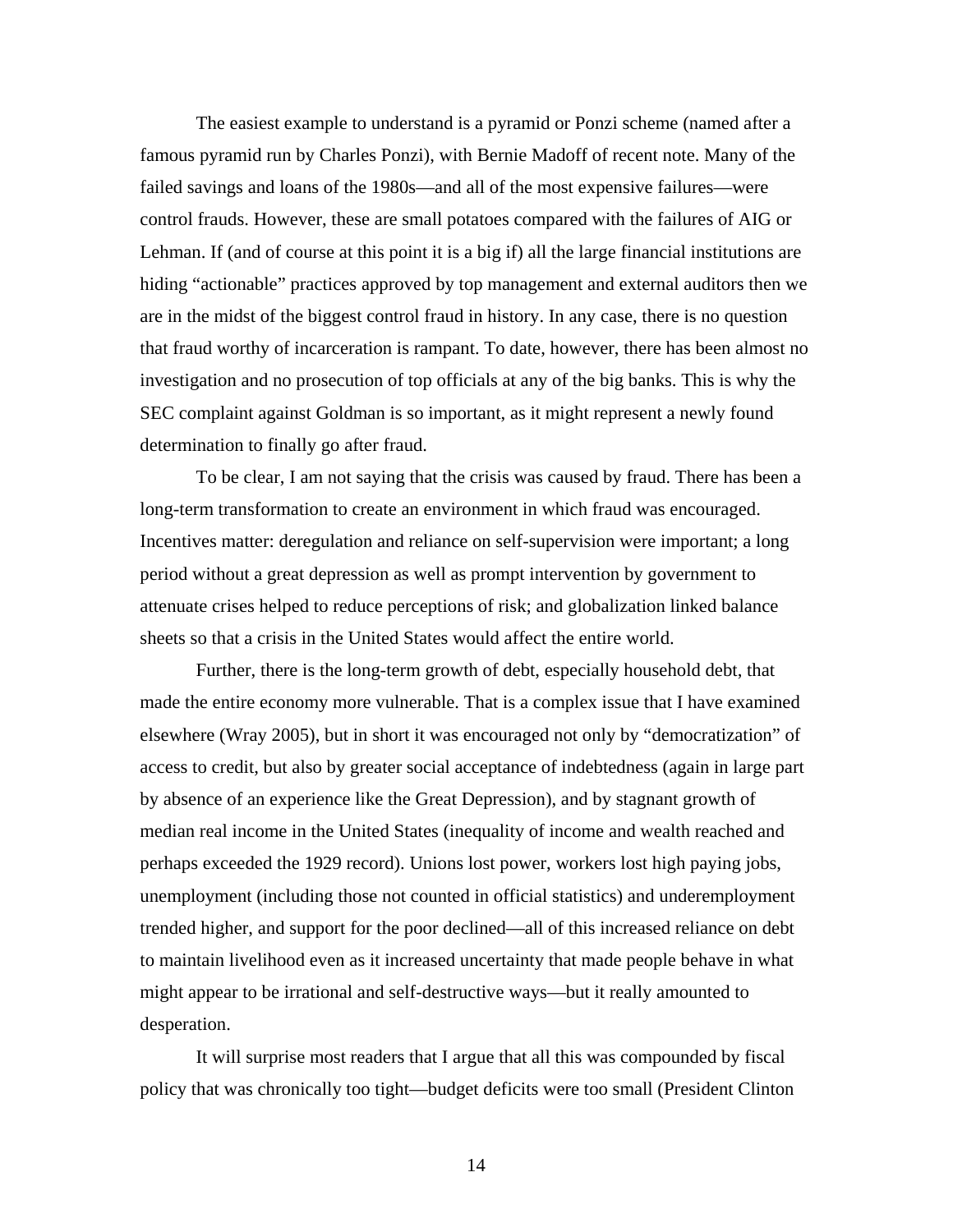The easiest example to understand is a pyramid or Ponzi scheme (named after a famous pyramid run by Charles Ponzi), with Bernie Madoff of recent note. Many of the failed savings and loans of the 1980s—and all of the most expensive failures—were control frauds. However, these are small potatoes compared with the failures of AIG or Lehman. If (and of course at this point it is a big if) all the large financial institutions are hiding "actionable" practices approved by top management and external auditors then we are in the midst of the biggest control fraud in history. In any case, there is no question that fraud worthy of incarceration is rampant. To date, however, there has been almost no investigation and no prosecution of top officials at any of the big banks. This is why the SEC complaint against Goldman is so important, as it might represent a newly found determination to finally go after fraud.

To be clear, I am not saying that the crisis was caused by fraud. There has been a long-term transformation to create an environment in which fraud was encouraged. Incentives matter: deregulation and reliance on self-supervision were important; a long period without a great depression as well as prompt intervention by government to attenuate crises helped to reduce perceptions of risk; and globalization linked balance sheets so that a crisis in the United States would affect the entire world.

Further, there is the long-term growth of debt, especially household debt, that made the entire economy more vulnerable. That is a complex issue that I have examined elsewhere (Wray 2005), but in short it was encouraged not only by "democratization" of access to credit, but also by greater social acceptance of indebtedness (again in large part by absence of an experience like the Great Depression), and by stagnant growth of median real income in the United States (inequality of income and wealth reached and perhaps exceeded the 1929 record). Unions lost power, workers lost high paying jobs, unemployment (including those not counted in official statistics) and underemployment trended higher, and support for the poor declined—all of this increased reliance on debt to maintain livelihood even as it increased uncertainty that made people behave in what might appear to be irrational and self-destructive ways—but it really amounted to desperation.

It will surprise most readers that I argue that all this was compounded by fiscal policy that was chronically too tight—budget deficits were too small (President Clinton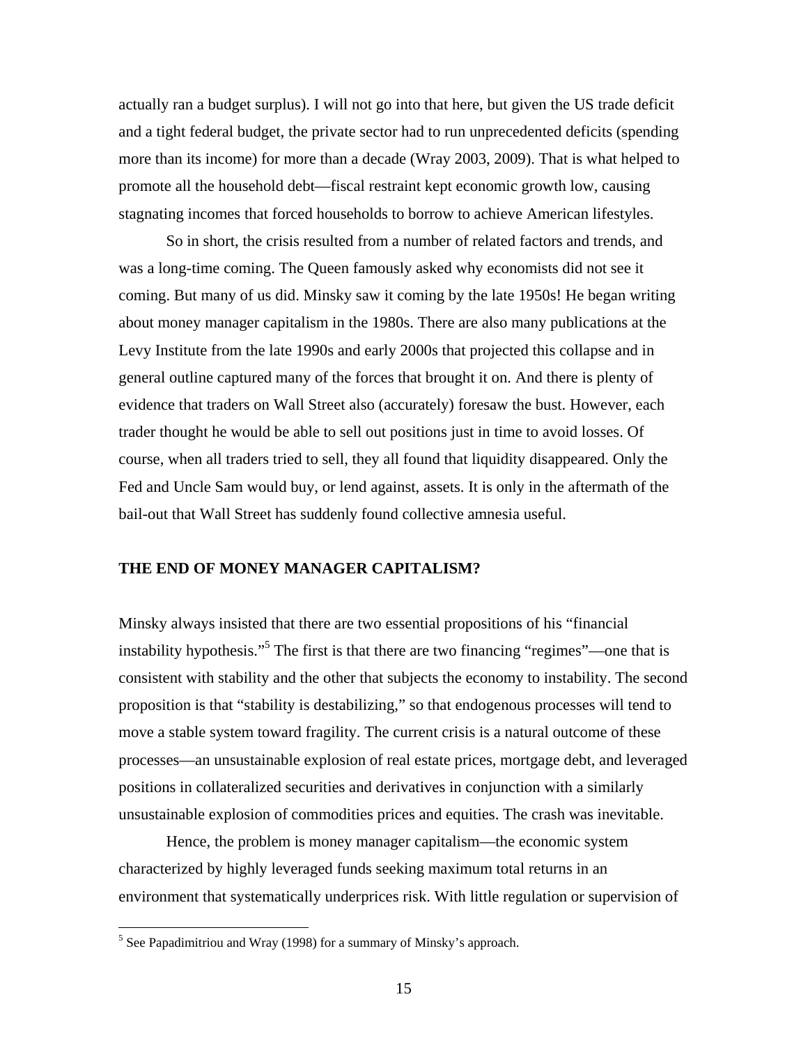actually ran a budget surplus). I will not go into that here, but given the US trade deficit and a tight federal budget, the private sector had to run unprecedented deficits (spending more than its income) for more than a decade (Wray 2003, 2009). That is what helped to promote all the household debt—fiscal restraint kept economic growth low, causing stagnating incomes that forced households to borrow to achieve American lifestyles.

So in short, the crisis resulted from a number of related factors and trends, and was a long-time coming. The Queen famously asked why economists did not see it coming. But many of us did. Minsky saw it coming by the late 1950s! He began writing about money manager capitalism in the 1980s. There are also many publications at the Levy Institute from the late 1990s and early 2000s that projected this collapse and in general outline captured many of the forces that brought it on. And there is plenty of evidence that traders on Wall Street also (accurately) foresaw the bust. However, each trader thought he would be able to sell out positions just in time to avoid losses. Of course, when all traders tried to sell, they all found that liquidity disappeared. Only the Fed and Uncle Sam would buy, or lend against, assets. It is only in the aftermath of the bail-out that Wall Street has suddenly found collective amnesia useful.

## THE END OF MONEY MANAGER CAPITALISM?

Minsky always insisted that there are two essential propositions of his "financial instability hypothesis."[5] The first is that there are two financing "regimes"—one that is consistent with stability and the other that subjects the economy to instability. The second proposition is that "stability is destabilizing," so that endogenous processes will tend to move a stable system toward fragility. The current crisis is a natural outcome of these processes—an unsustainable explosion of real estate prices, mortgage debt, and leveraged positions in collateralized securities and derivatives in conjunction with a similarly unsustainable explosion of commodities prices and equities. The crash was inevitable.

Hence, the problem is money manager capitalism—the economic system characterized by highly leveraged funds seeking maximum total returns in an environment that systematically underprices risk. With little regulation or supervision of

[5] See Papadimitriou and Wray (1998) for a summary of Minsky's approach.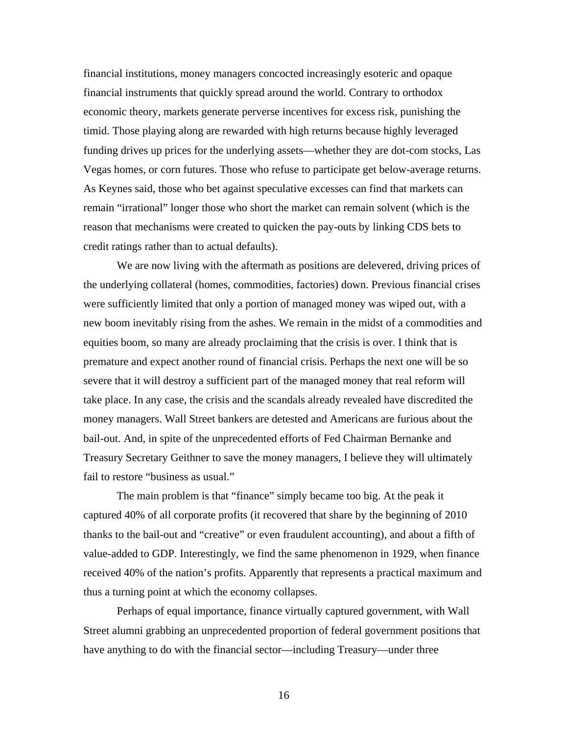financial institutions, money managers concocted increasingly esoteric and opaque financial instruments that quickly spread around the world. Contrary to orthodox economic theory, markets generate perverse incentives for excess risk, punishing the timid. Those playing along are rewarded with high returns because highly leveraged funding drives up prices for the underlying assets—whether they are dot-com stocks, Las Vegas homes, or corn futures. Those who refuse to participate get below-average returns. As Keynes said, those who bet against speculative excesses can find that markets can remain "irrational" longer those who short the market can remain solvent (which is the reason that mechanisms were created to quicken the pay-outs by linking CDS bets to credit ratings rather than to actual defaults).

We are now living with the aftermath as positions are delevered, driving prices of the underlying collateral (homes, commodities, factories) down. Previous financial crises were sufficiently limited that only a portion of managed money was wiped out, with a new boom inevitably rising from the ashes. We remain in the midst of a commodities and equities boom, so many are already proclaiming that the crisis is over. I think that is premature and expect another round of financial crisis. Perhaps the next one will be so severe that it will destroy a sufficient part of the managed money that real reform will take place. In any case, the crisis and the scandals already revealed have discredited the money managers. Wall Street bankers are detested and Americans are furious about the bail-out. And, in spite of the unprecedented efforts of Fed Chairman Bernanke and Treasury Secretary Geithner to save the money managers, I believe they will ultimately fail to restore "business as usual."

The main problem is that "finance" simply became too big. At the peak it captured 40% of all corporate profits (it recovered that share by the beginning of 2010 thanks to the bail-out and "creative" or even fraudulent accounting), and about a fifth of value-added to GDP. Interestingly, we find the same phenomenon in 1929, when finance received 40% of the nation's profits. Apparently that represents a practical maximum and thus a turning point at which the economy collapses.

Perhaps of equal importance, finance virtually captured government, with Wall Street alumni grabbing an unprecedented proportion of federal government positions that have anything to do with the financial sector—including Treasury—under three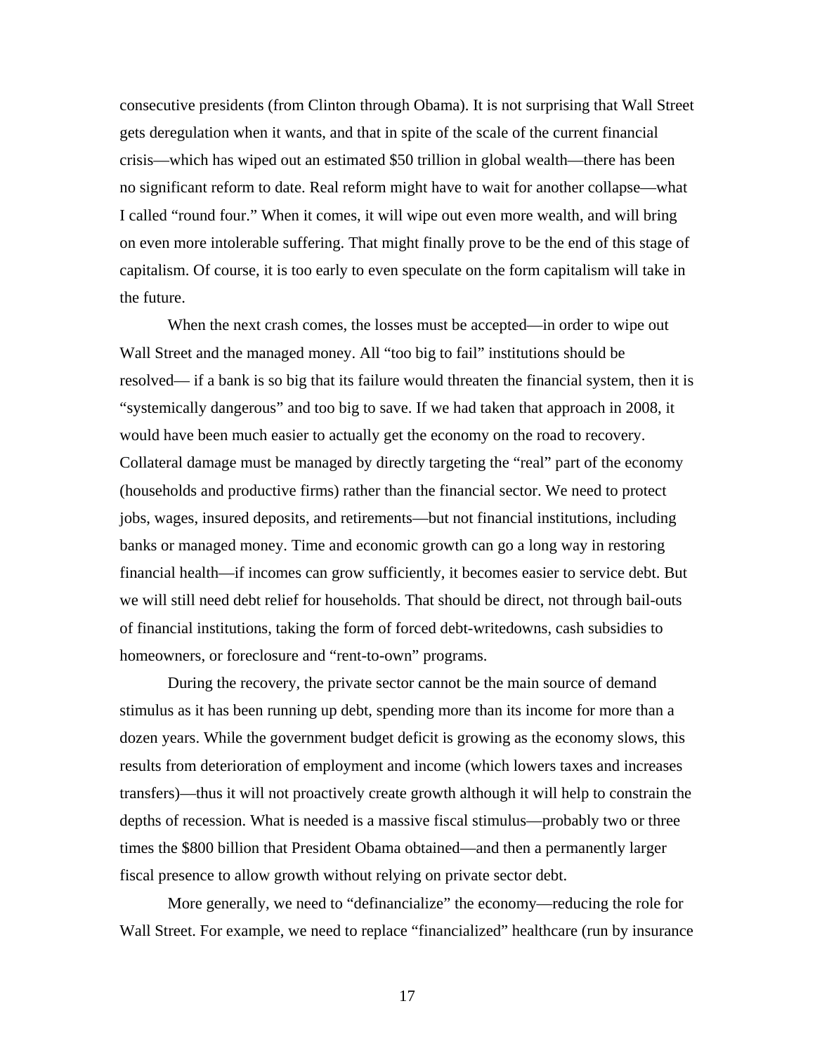consecutive presidents (from Clinton through Obama). It is not surprising that Wall Street gets deregulation when it wants, and that in spite of the scale of the current financial crisis—which has wiped out an estimated $50 trillion in global wealth—there has been no significant reform to date. Real reform might have to wait for another collapse—what I called "round four." When it comes, it will wipe out even more wealth, and will bring on even more intolerable suffering. That might finally prove to be the end of this stage of capitalism. Of course, it is too early to even speculate on the form capitalism will take in the future.

When the next crash comes, the losses must be accepted—in order to wipe out Wall Street and the managed money. All "too big to fail" institutions should be resolved— if a bank is so big that its failure would threaten the financial system, then it is "systemically dangerous" and too big to save. If we had taken that approach in 2008, it would have been much easier to actually get the economy on the road to recovery. Collateral damage must be managed by directly targeting the "real" part of the economy (households and productive firms) rather than the financial sector. We need to protect jobs, wages, insured deposits, and retirements—but not financial institutions, including banks or managed money. Time and economic growth can go a long way in restoring financial health—if incomes can grow sufficiently, it becomes easier to service debt. But we will still need debt relief for households. That should be direct, not through bail-outs of financial institutions, taking the form of forced debt-writedowns, cash subsidies to homeowners, or foreclosure and "rent-to-own" programs.

During the recovery, the private sector cannot be the main source of demand stimulus as it has been running up debt, spending more than its income for more than a dozen years. While the government budget deficit is growing as the economy slows, this results from deterioration of employment and income (which lowers taxes and increases transfers)—thus it will not proactively create growth although it will help to constrain the depths of recession. What is needed is a massive fiscal stimulus—probably two or three times the $800 billion that President Obama obtained—and then a permanently larger fiscal presence to allow growth without relying on private sector debt.

More generally, we need to "definancialize" the economy—reducing the role for Wall Street. For example, we need to replace "financialized" healthcare (run by insurance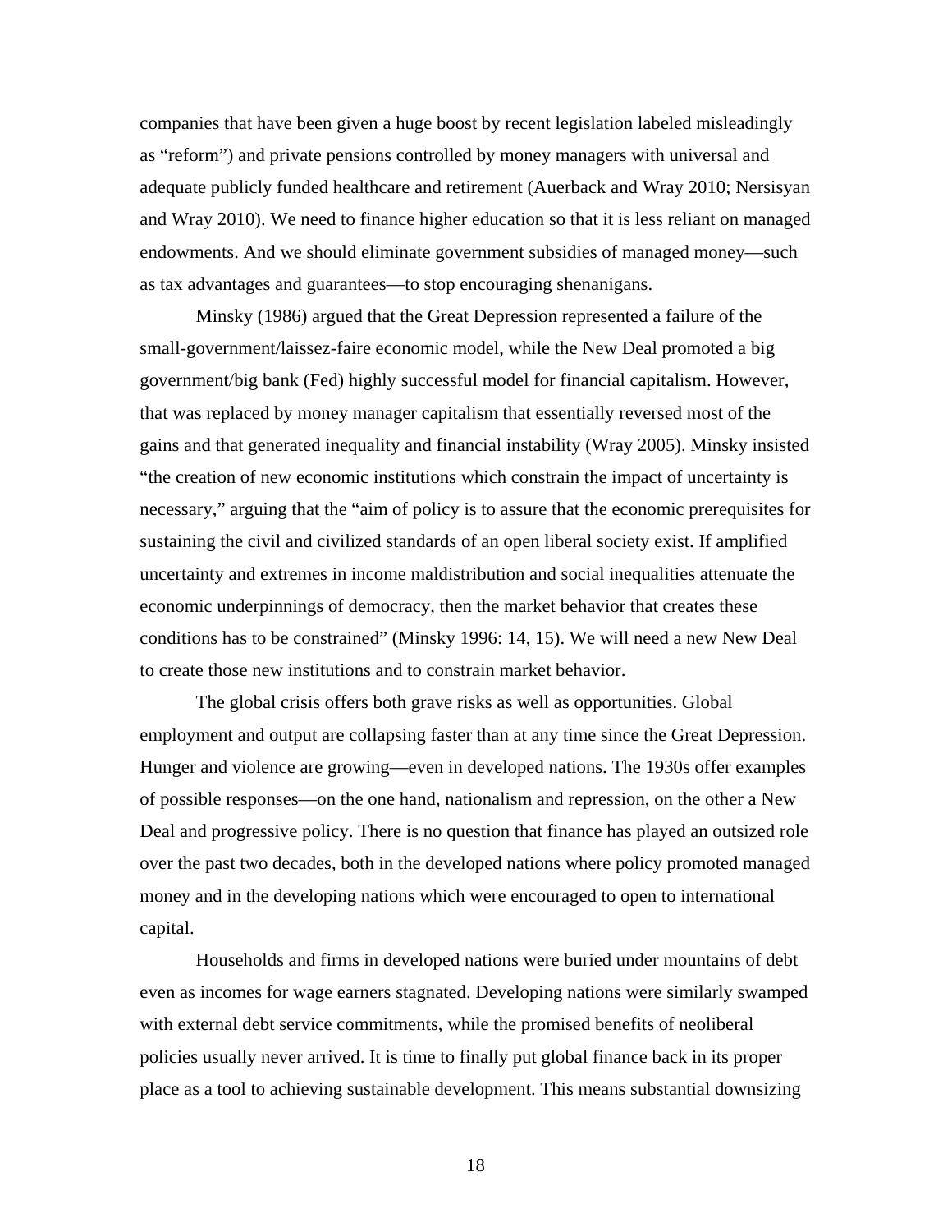companies that have been given a huge boost by recent legislation labeled misleadingly as "reform") and private pensions controlled by money managers with universal and adequate publicly funded healthcare and retirement (Auerback and Wray 2010; Nersisyan and Wray 2010). We need to finance higher education so that it is less reliant on managed endowments. And we should eliminate government subsidies of managed money—such as tax advantages and guarantees—to stop encouraging shenanigans.

Minsky (1986) argued that the Great Depression represented a failure of the small-government/laissez-faire economic model, while the New Deal promoted a big government/big bank (Fed) highly successful model for financial capitalism. However, that was replaced by money manager capitalism that essentially reversed most of the gains and that generated inequality and financial instability (Wray 2005). Minsky insisted "the creation of new economic institutions which constrain the impact of uncertainty is necessary," arguing that the "aim of policy is to assure that the economic prerequisites for sustaining the civil and civilized standards of an open liberal society exist. If amplified uncertainty and extremes in income maldistribution and social inequalities attenuate the economic underpinnings of democracy, then the market behavior that creates these conditions has to be constrained" (Minsky 1996: 14, 15). We will need a new New Deal to create those new institutions and to constrain market behavior.

The global crisis offers both grave risks as well as opportunities. Global employment and output are collapsing faster than at any time since the Great Depression. Hunger and violence are growing—even in developed nations. The 1930s offer examples of possible responses—on the one hand, nationalism and repression, on the other a New Deal and progressive policy. There is no question that finance has played an outsized role over the past two decades, both in the developed nations where policy promoted managed money and in the developing nations which were encouraged to open to international capital.

Households and firms in developed nations were buried under mountains of debt even as incomes for wage earners stagnated. Developing nations were similarly swamped with external debt service commitments, while the promised benefits of neoliberal policies usually never arrived. It is time to finally put global finance back in its proper place as a tool to achieving sustainable development. This means substantial downsizing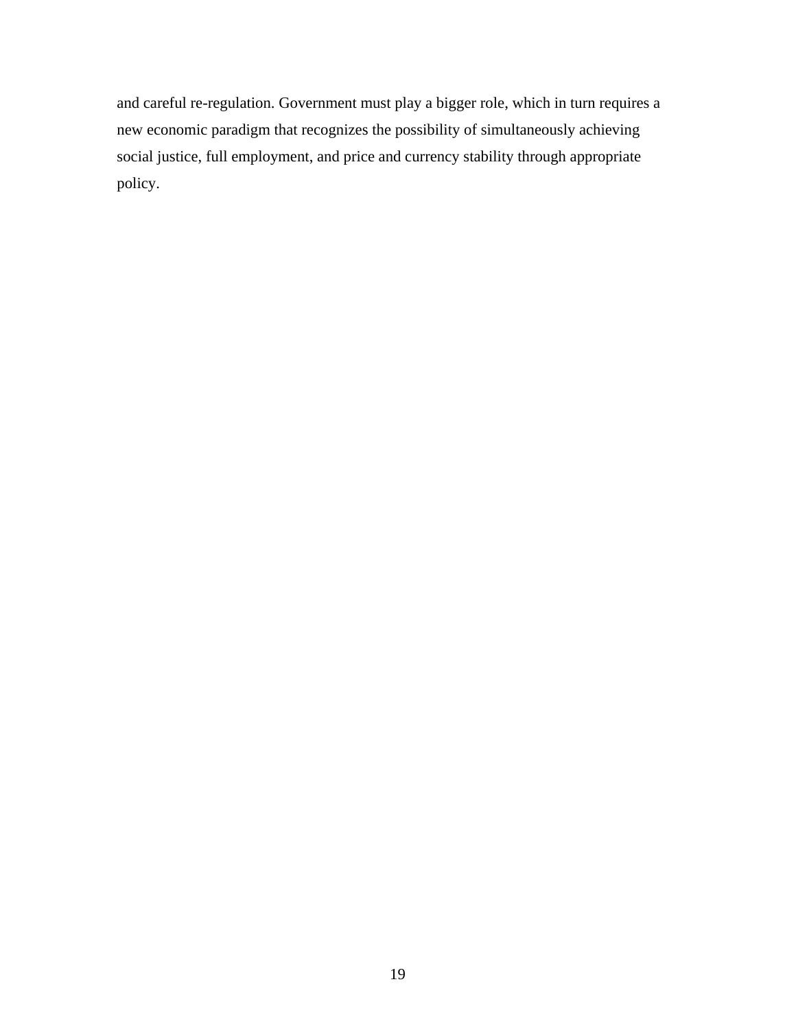and careful re-regulation. Government must play a bigger role, which in turn requires a new economic paradigm that recognizes the possibility of simultaneously achieving social justice, full employment, and price and currency stability through appropriate policy.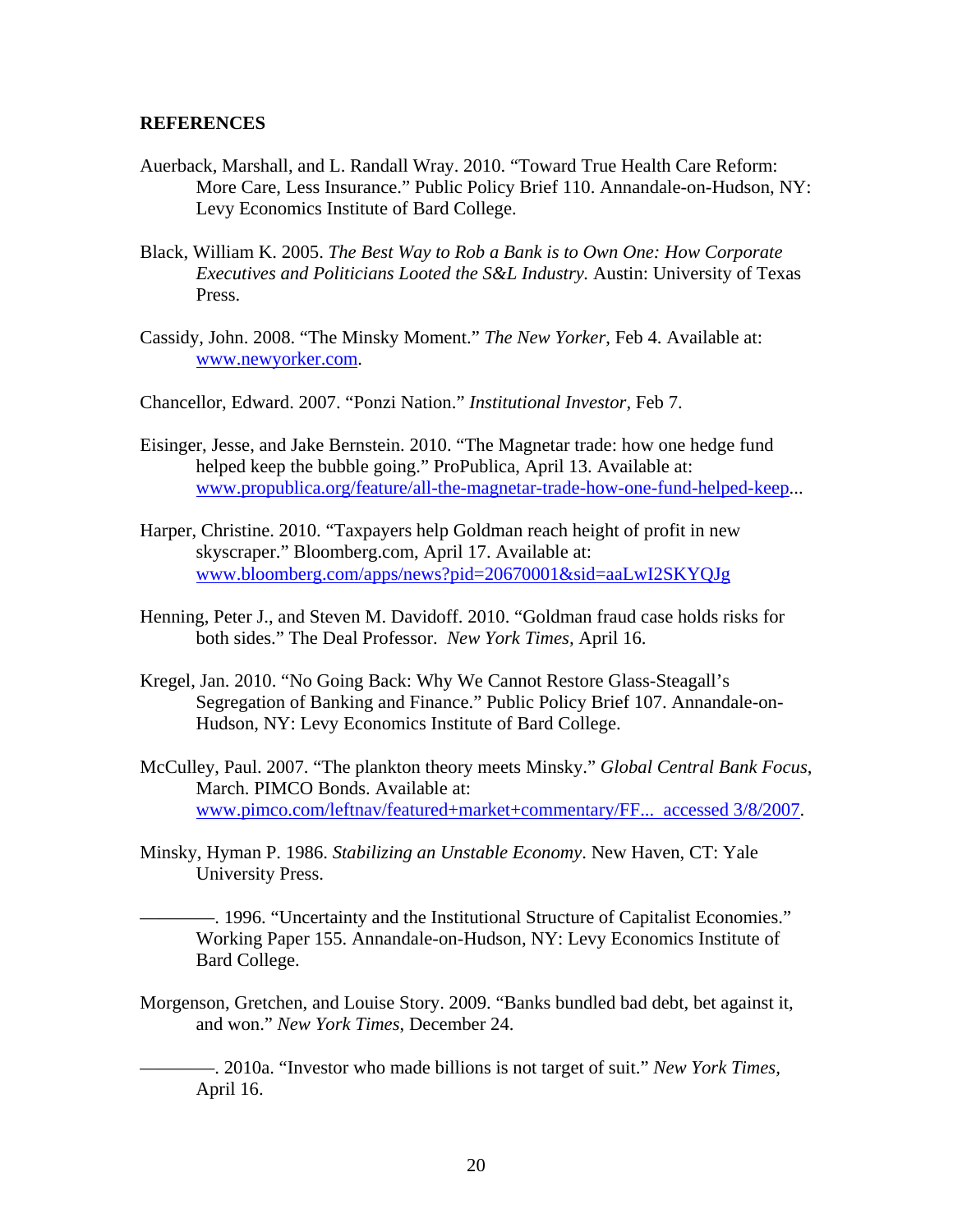## REFERENCES

Auerback, Marshall, and L. Randall Wray. 2010. "Toward True Health Care Reform: More Care, Less Insurance." Public Policy Brief 110. Annandale-on-Hudson, NY: Levy Economics Institute of Bard College.

Black, William K. 2005. *The Best Way to Rob a Bank is to Own One: How Corporate Executives and Politicians Looted the S&L Industry.* Austin: University of Texas Press.

Cassidy, John. 2008. "The Minsky Moment." *The New Yorker*, Feb 4. Available at: www.newyorker.com.

Chancellor, Edward. 2007. "Ponzi Nation." *Institutional Investor,* Feb 7.

Eisinger, Jesse, and Jake Bernstein. 2010. "The Magnetar trade: how one hedge fund helped keep the bubble going." ProPublica, April 13. Available at: www.propublica.org/feature/all-the-magnetar-trade-how-one-fund-helped-keep...

Harper, Christine. 2010. "Taxpayers help Goldman reach height of profit in new skyscraper." Bloomberg.com, April 17. Available at: www.bloomberg.com/apps/news?pid=20670001&sid=aaLwI2SKYQJg

Henning, Peter J., and Steven M. Davidoff. 2010. "Goldman fraud case holds risks for both sides." The Deal Professor. *New York Times,* April 16.

Kregel, Jan. 2010. "No Going Back: Why We Cannot Restore Glass-Steagall's Segregation of Banking and Finance." Public Policy Brief 107. Annandale-on-Hudson, NY: Levy Economics Institute of Bard College.

McCulley, Paul. 2007. "The plankton theory meets Minsky." *Global Central Bank Focus*, March. PIMCO Bonds. Available at: www.pimco.com/leftnav/featured+market+commentary/FF... accessed 3/8/2007.

Minsky, Hyman P. 1986. *Stabilizing an Unstable Economy*. New Haven, CT: Yale University Press.

————. 1996. "Uncertainty and the Institutional Structure of Capitalist Economies." Working Paper 155. Annandale-on-Hudson, NY: Levy Economics Institute of Bard College.

Morgenson, Gretchen, and Louise Story. 2009. "Banks bundled bad debt, bet against it, and won." *New York Times*, December 24.

————. 2010a. "Investor who made billions is not target of suit." *New York Times,* April 16.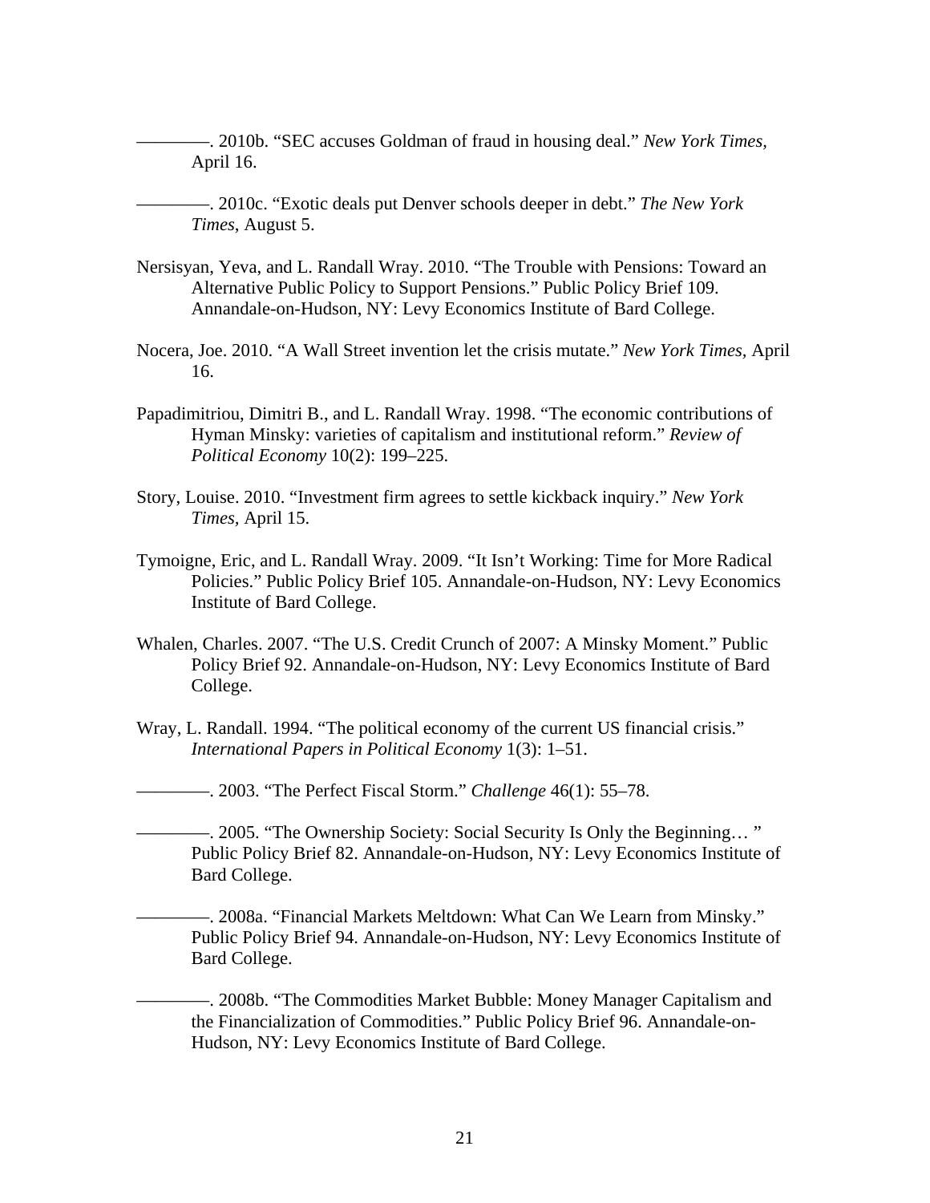————. 2010b. “SEC accuses Goldman of fraud in housing deal.” *New York Times*, April 16.

————. 2010c. “Exotic deals put Denver schools deeper in debt.” *The New York Times*, August 5.

Nersisyan, Yeva, and L. Randall Wray. 2010. “The Trouble with Pensions: Toward an Alternative Public Policy to Support Pensions.” Public Policy Brief 109. Annandale-on-Hudson, NY: Levy Economics Institute of Bard College.

Nocera, Joe. 2010. “A Wall Street invention let the crisis mutate.” *New York Times*, April 16.

Papadimitriou, Dimitri B., and L. Randall Wray. 1998. “The economic contributions of Hyman Minsky: varieties of capitalism and institutional reform.” *Review of Political Economy* 10(2): 199–225.

Story, Louise. 2010. “Investment firm agrees to settle kickback inquiry.” *New York Times*, April 15.

Tymoigne, Eric, and L. Randall Wray. 2009. “It Isn’t Working: Time for More Radical Policies.” Public Policy Brief 105. Annandale-on-Hudson, NY: Levy Economics Institute of Bard College.

Whalen, Charles. 2007. “The U.S. Credit Crunch of 2007: A Minsky Moment.” Public Policy Brief 92. Annandale-on-Hudson, NY: Levy Economics Institute of Bard College.

Wray, L. Randall. 1994. “The political economy of the current US financial crisis.” *International Papers in Political Economy* 1(3): 1–51.

————. 2003. “The Perfect Fiscal Storm.” *Challenge* 46(1): 55–78.

————. 2005. “The Ownership Society: Social Security Is Only the Beginning… ” Public Policy Brief 82. Annandale-on-Hudson, NY: Levy Economics Institute of Bard College.

————. 2008a. “Financial Markets Meltdown: What Can We Learn from Minsky.” Public Policy Brief 94. Annandale-on-Hudson, NY: Levy Economics Institute of Bard College.

————. 2008b. “The Commodities Market Bubble: Money Manager Capitalism and the Financialization of Commodities.” Public Policy Brief 96. Annandale-on-Hudson, NY: Levy Economics Institute of Bard College.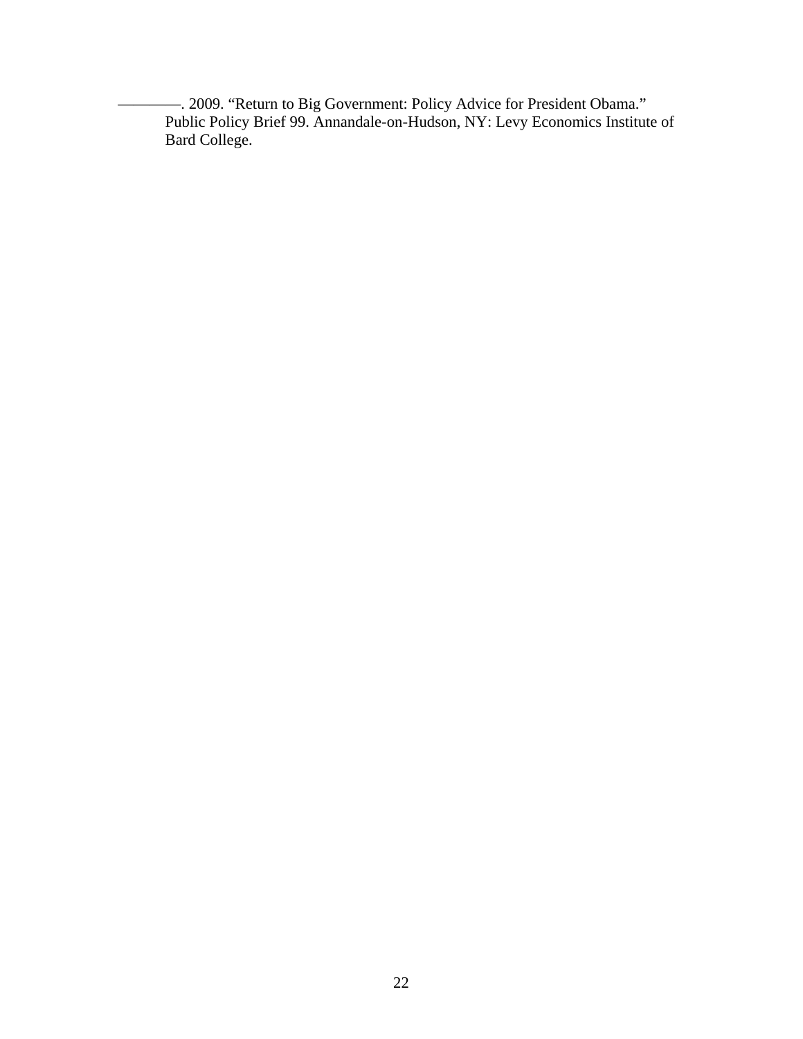————. 2009. “Return to Big Government: Policy Advice for President Obama.” Public Policy Brief 99. Annandale-on-Hudson, NY: Levy Economics Institute of Bard College.